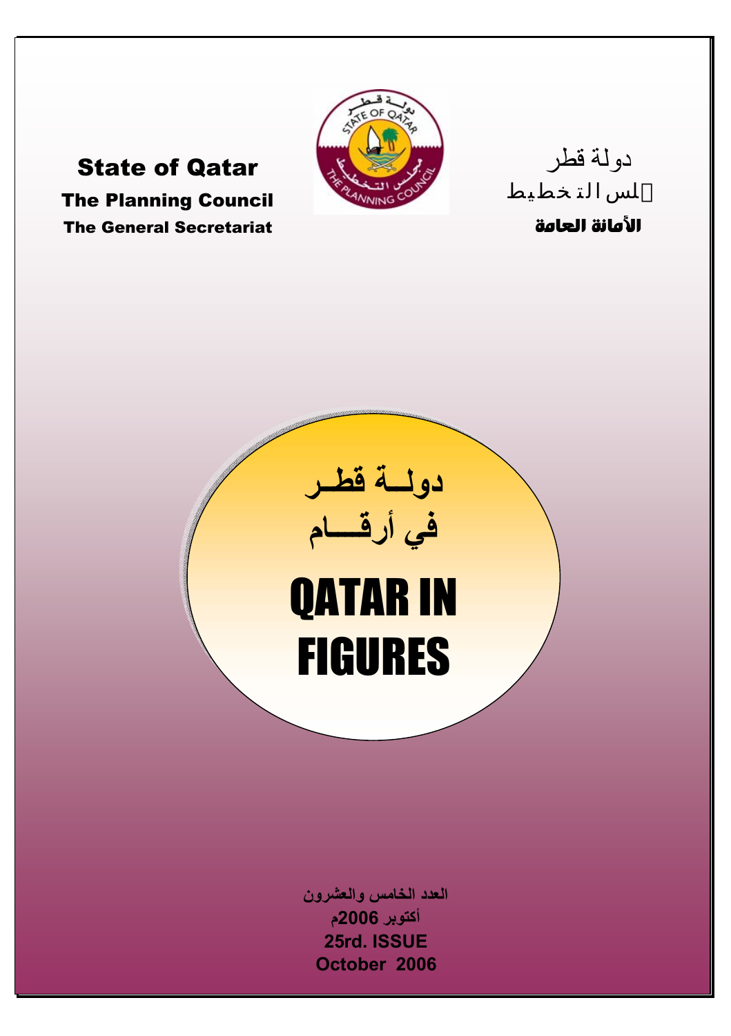**State of Qatar**

**The Planning Council**

**The General Secretariat**

دولة قطر

لس التخطيط

**الأمانة العامة**

# دولــة قطــر في أرقـــام

# QATAR IN FIGURES

**العدد الخامس والعشرون**

**أكتوبر 2006م**

**25rd. ISSUE**

**October 2006**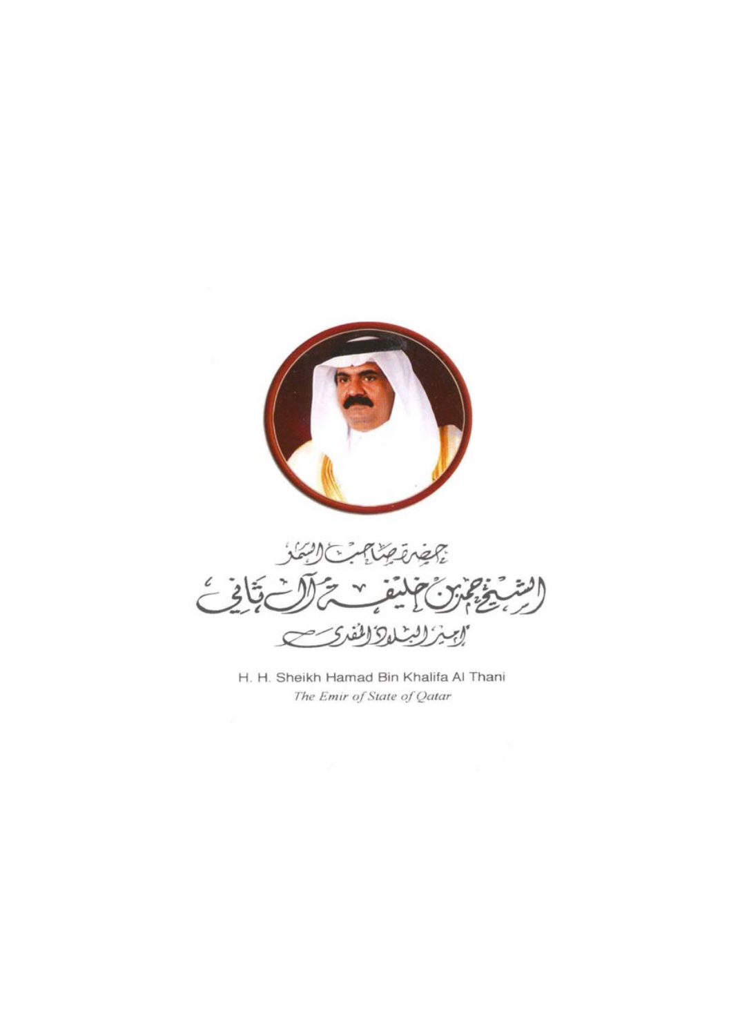حضرة صاحب السمو

الشيخ حمد بن خليفة آل ثاني

أمير البلاد المفدى

H. H. Sheikh Hamad Bin Khalifa Al Thani

*The Emir of State of Qatar*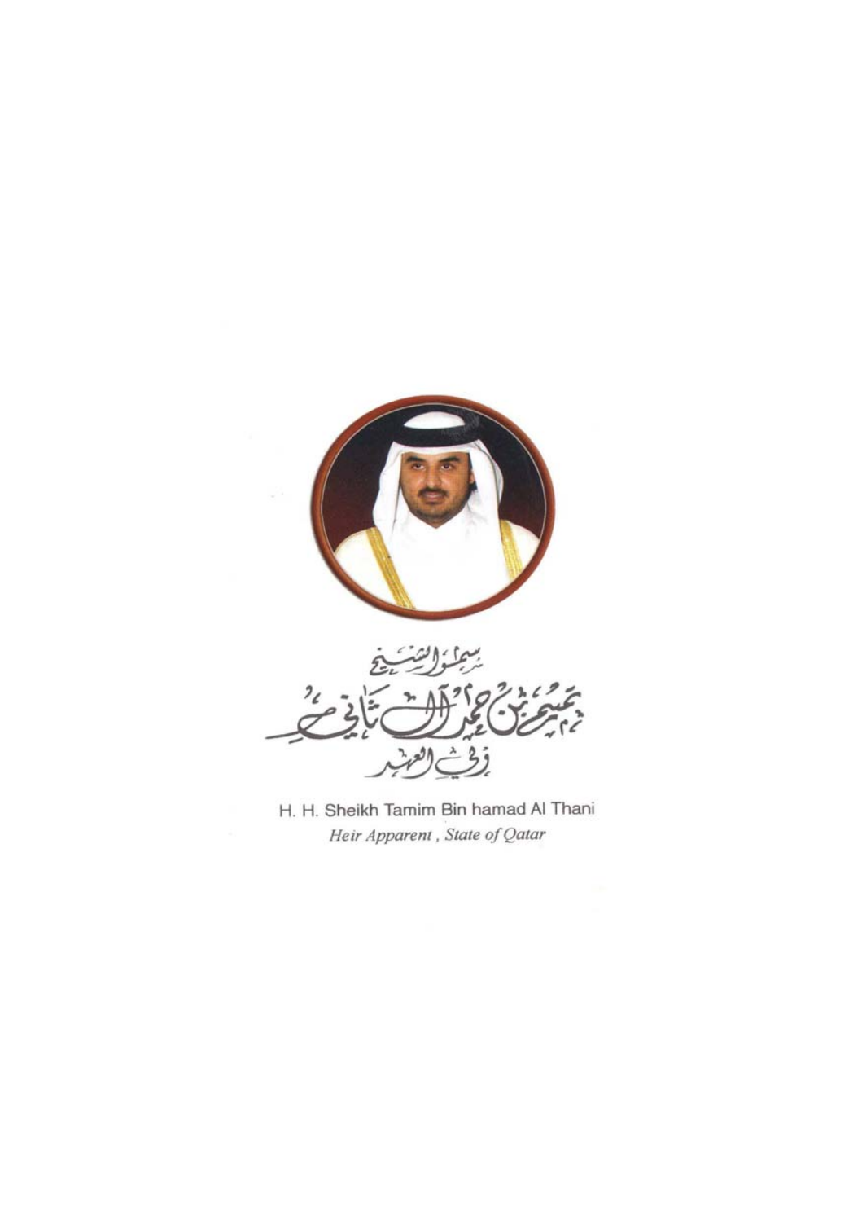سمو الشيخ

تميم بن حمد آل ثاني

ولي العهد

H. H. Sheikh Tamim Bin hamad Al Thani

*Heir Apparent , State of Qatar*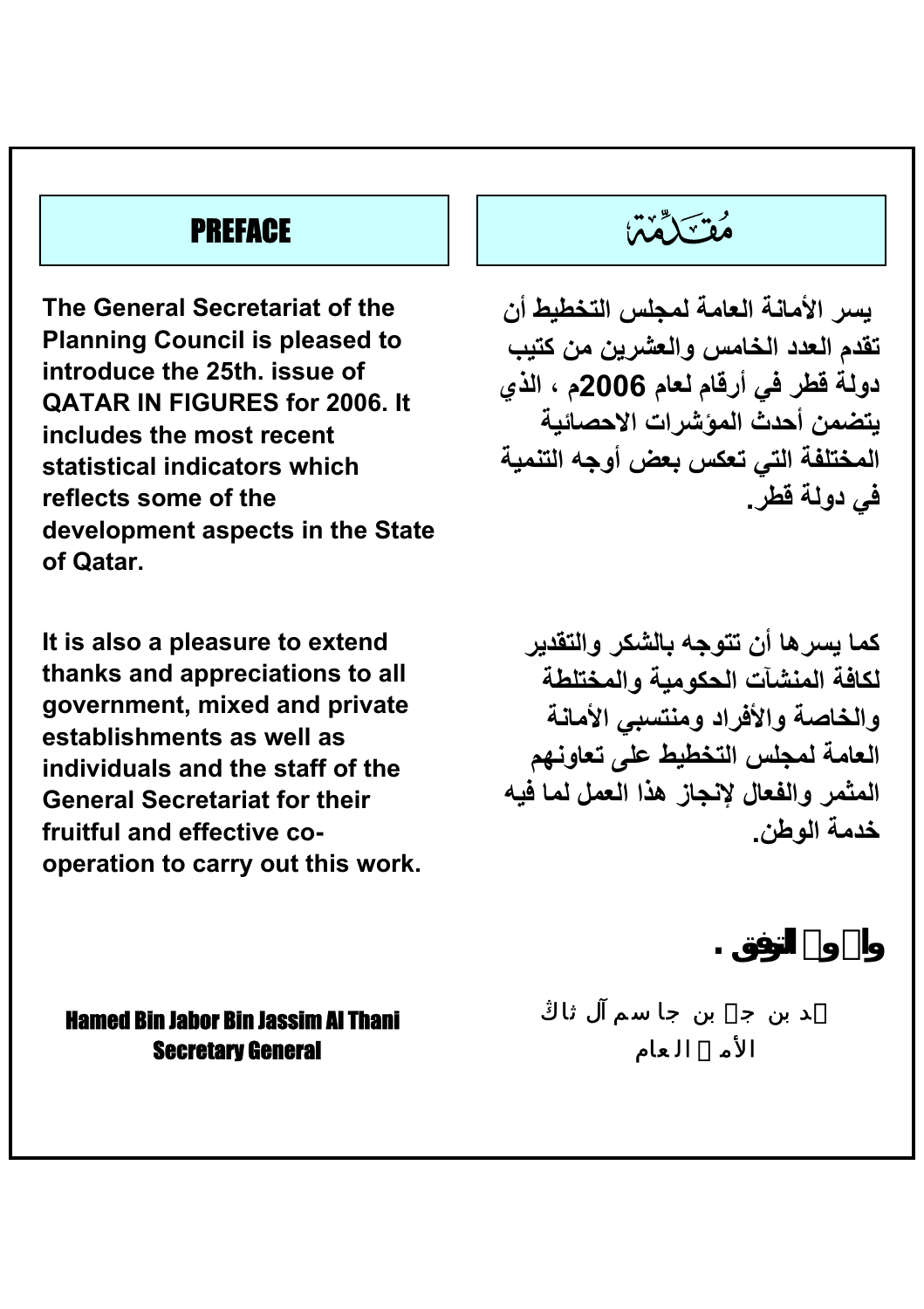# مُقَدِّمَة

يسر الأمانة العامة لمجلس التخطيط أن تقدم العدد الخامس والعشرين من كتيب دولة قطر في أرقام لعام 2006م ، الذي يتضمن أحدث المؤشرات الاحصائية المختلفة التي تعكس بعض أوجه التنمية في دولة قطر.

كما يسرها أن تتوجه بالشكر والتقدير لكافة المنشآت الحكومية والمختلطة والخاصة والأفراد ومنتسبي الأمانة العامة لمجلس التخطيط على تعاونهم المثمر والفعال لإنجاز هذا العمل لما فيه خدمة الوطن.

**والله ولي التوفيق .**

حمد بن جبر بن جاسم آل ثاني
الأمين العام

# PREFACE

**The General Secretariat of the Planning Council is pleased to introduce the 25th. issue of QATAR IN FIGURES for 2006. It includes the most recent statistical indicators which reflects some of the development aspects in the State of Qatar.**

**It is also a pleasure to extend thanks and appreciations to all government, mixed and private establishments as well as individuals and the staff of the General Secretariat for their fruitful and effective co-operation to carry out this work.**

Hamed Bin Jabor Bin Jassim Al Thani
Secretary General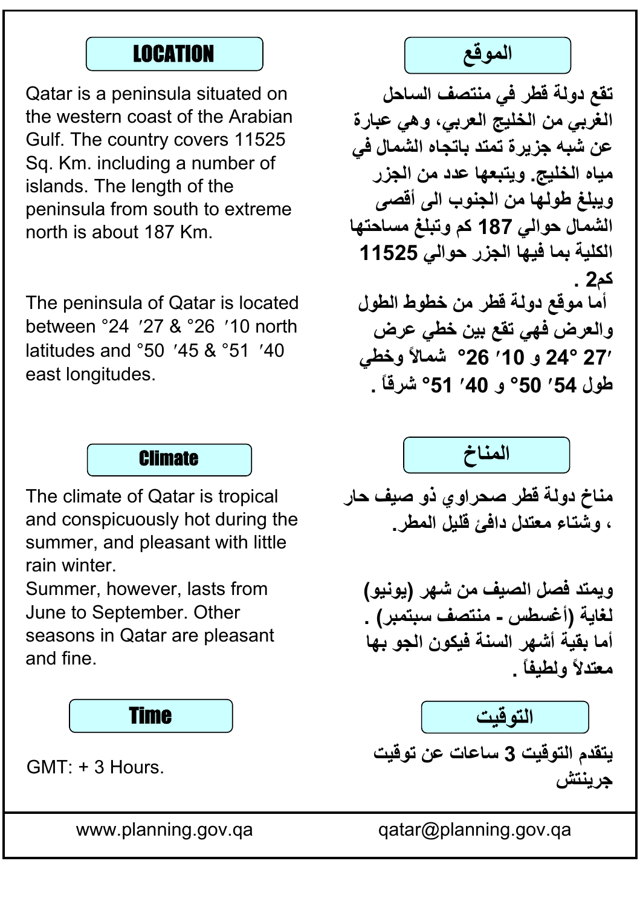## LOCATION

Qatar is a peninsula situated on the western coast of the Arabian Gulf. The country covers 11525 Sq. Km. including a number of islands. The length of the peninsula from south to extreme north is about 187 Km.

The peninsula of Qatar is located between °24 ′27 & °26 ′10 north latitudes and °50 ′45 & °51 ′40 east longitudes.

## الموقع

**تقع دولة قطر في منتصف الساحل الغربي من الخليج العربي، وهي عبارة عن شبه جزيرة تمتد باتجاه الشمال في مياه الخليج. ويتبعها عدد من الجزر ويبلغ طولها من الجنوب الى أقصى الشمال حوالي 187 كم وتبلغ مساحتها الكلية بما فيها الجزر حوالي 11525 كم2 .**

**أما موقع دولة قطر من خطوط الطول والعرض فهي تقع بين خطي عرض ′27 °24 و ′10 °26 شمالاً وخطي طول ′54 °50 و ′40 °51 شرقاً .**

## Climate

The climate of Qatar is tropical and conspicuously hot during the summer, and pleasant with little rain winter.

Summer, however, lasts from June to September. Other seasons in Qatar are pleasant and fine.

## المناخ

**مناخ دولة قطر صحراوي ذو صيف حار ، وشتاء معتدل دافئ قليل المطر.**

**ويمتد فصل الصيف من شهر (يونيو) لغاية (أغسطس - منتصف سبتمبر) . أما بقية أشهر السنة فيكون الجو بها معتدلاً ولطيفاً .**

## Time

GMT: + 3 Hours.

## التوقيت

**يتقدم التوقيت 3 ساعات عن توقيت جرينتش**

www.planning.gov.qa

qatar@planning.gov.qa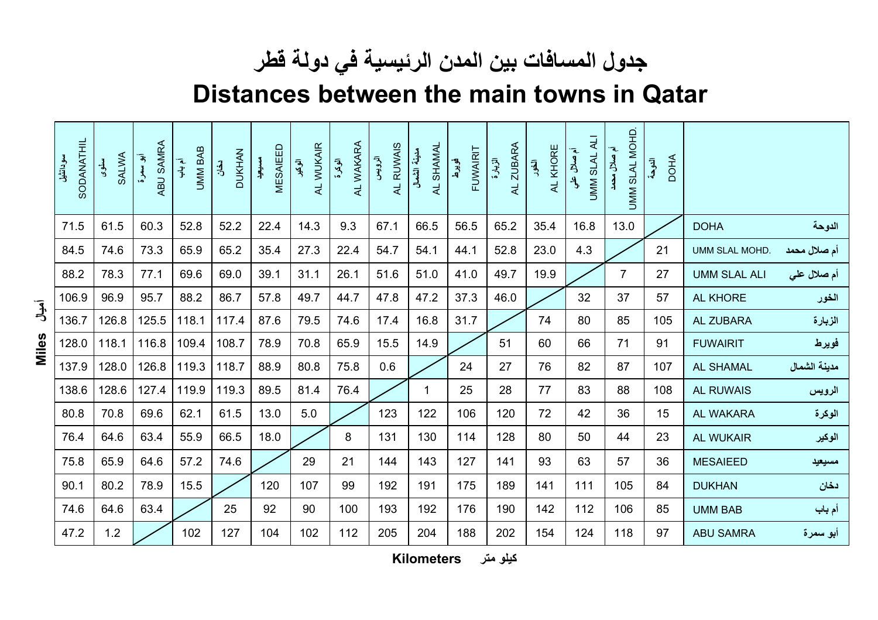# جدول المسافات بين المدن الرئيسية في دولة قطر

# Distances between the main towns in Qatar

| سودانثيل SODANATHIL | سلوى SALWA | أبو سمرة ABU SAMRA | أم باب UMM BAB | دخان DUKHAN | مسيعيد MESAIEED | الوكير AL WUKAIR | الوكرة AL WAKARA | الرويس AL RUWAIS | مدينة الشمال AL SHAMAL | فويرط FUWAIRIT | الزبارة AL ZUBARA | الخور AL KHORE | أم صلال علي UMM SLAL ALI | أم صلال محمد UMM SLAL MOHD. | الدوحة DOHA | |
|---|---|---|---|---|---|---|---|---|---|---|---|---|---|---|---|---|
| 71.5 | 61.5 | 60.3 | 52.8 | 52.2 | 22.4 | 14.3 | 9.3 | 67.1 | 66.5 | 56.5 | 65.2 | 35.4 | 16.8 | 13.0 | | DOHA الدوحة |
| 84.5 | 74.6 | 73.3 | 65.9 | 65.2 | 35.4 | 27.3 | 22.4 | 54.7 | 54.1 | 44.1 | 52.8 | 23.0 | 4.3 | | 21 | UMM SLAL MOHD. أم صلال محمد |
| 88.2 | 78.3 | 77.1 | 69.6 | 69.0 | 39.1 | 31.1 | 26.1 | 51.6 | 51.0 | 41.0 | 49.7 | 19.9 | | 7 | 27 | UMM SLAL ALI أم صلال علي |
| 106.9 | 96.9 | 95.7 | 88.2 | 86.7 | 57.8 | 49.7 | 44.7 | 47.8 | 47.2 | 37.3 | 46.0 | | 32 | 37 | 57 | AL KHORE الخور |
| 136.7 | 126.8 | 125.5 | 118.1 | 117.4 | 87.6 | 79.5 | 74.6 | 17.4 | 16.8 | 31.7 | | 74 | 80 | 85 | 105 | AL ZUBARA الزبارة |
| 128.0 | 118.1 | 116.8 | 109.4 | 108.7 | 78.9 | 70.8 | 65.9 | 15.5 | 14.9 | | 51 | 60 | 66 | 71 | 91 | FUWAIRIT فويرط |
| 137.9 | 128.0 | 126.8 | 119.3 | 118.7 | 88.9 | 80.8 | 75.8 | 0.6 | | 24 | 27 | 76 | 82 | 87 | 107 | AL SHAMAL مدينة الشمال |
| 138.6 | 128.6 | 127.4 | 119.9 | 119.3 | 89.5 | 81.4 | 76.4 | | 1 | 25 | 28 | 77 | 83 | 88 | 108 | AL RUWAIS الرويس |
| 80.8 | 70.8 | 69.6 | 62.1 | 61.5 | 13.0 | 5.0 | | 123 | 122 | 106 | 120 | 72 | 42 | 36 | 15 | AL WAKARA الوكرة |
| 76.4 | 64.6 | 63.4 | 55.9 | 66.5 | 18.0 | | 8 | 131 | 130 | 114 | 128 | 80 | 50 | 44 | 23 | AL WUKAIR الوكير |
| 75.8 | 65.9 | 64.6 | 57.2 | 74.6 | | 29 | 21 | 144 | 143 | 127 | 141 | 93 | 63 | 57 | 36 | MESAIEED مسيعيد |
| 90.1 | 80.2 | 78.9 | 15.5 | | 120 | 107 | 99 | 192 | 191 | 175 | 189 | 141 | 111 | 105 | 84 | DUKHAN دخان |
| 74.6 | 64.6 | 63.4 | | 25 | 92 | 90 | 100 | 193 | 192 | 176 | 190 | 142 | 112 | 106 | 85 | UMM BAB أم باب |
| 47.2 | 1.2 | | 102 | 127 | 104 | 102 | 112 | 205 | 204 | 188 | 202 | 154 | 124 | 118 | 97 | ABU SAMRA أبو سمرة |

Miles أميال (upper values)

Kilometers كيلو متر (lower values)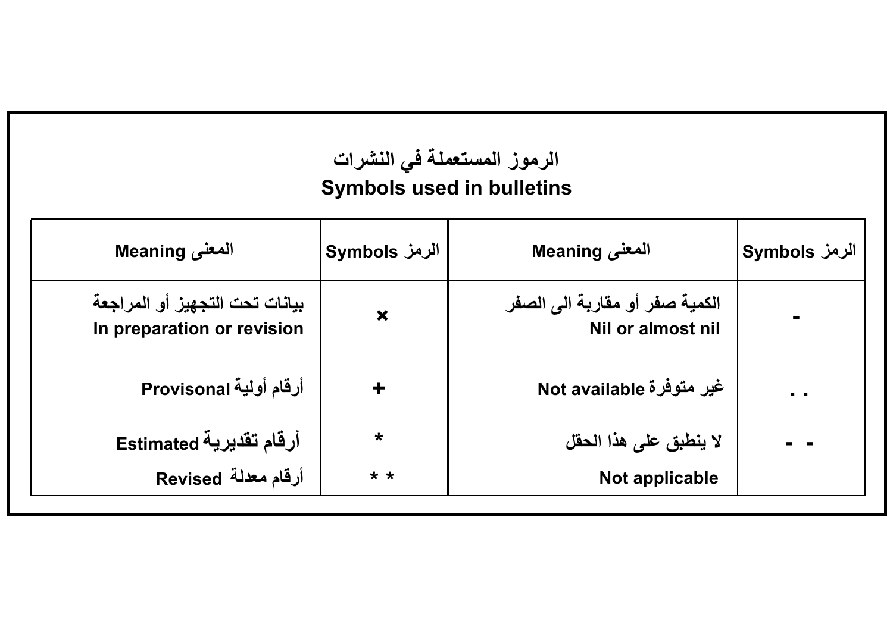# الرموز المستعملة في النشرات
# Symbols used in bulletins

| Symbols الرمز | Meaning المعنى | Symbols الرمز | Meaning المعنى |
|---|---|---|---|
| - | الكمية صفر أو مقاربة الى الصفر<br>Nil or almost nil | × | بيانات تحت التجهيز أو المراجعة<br>In preparation or revision |
| . . | Not available غير متوفرة | + | Provisonal أرقام أولية |
| - - | لا ينطبق على هذا الحقل<br>Not applicable | * | Estimated أرقام تقديرية |
| | | * * | Revised أرقام معدلة |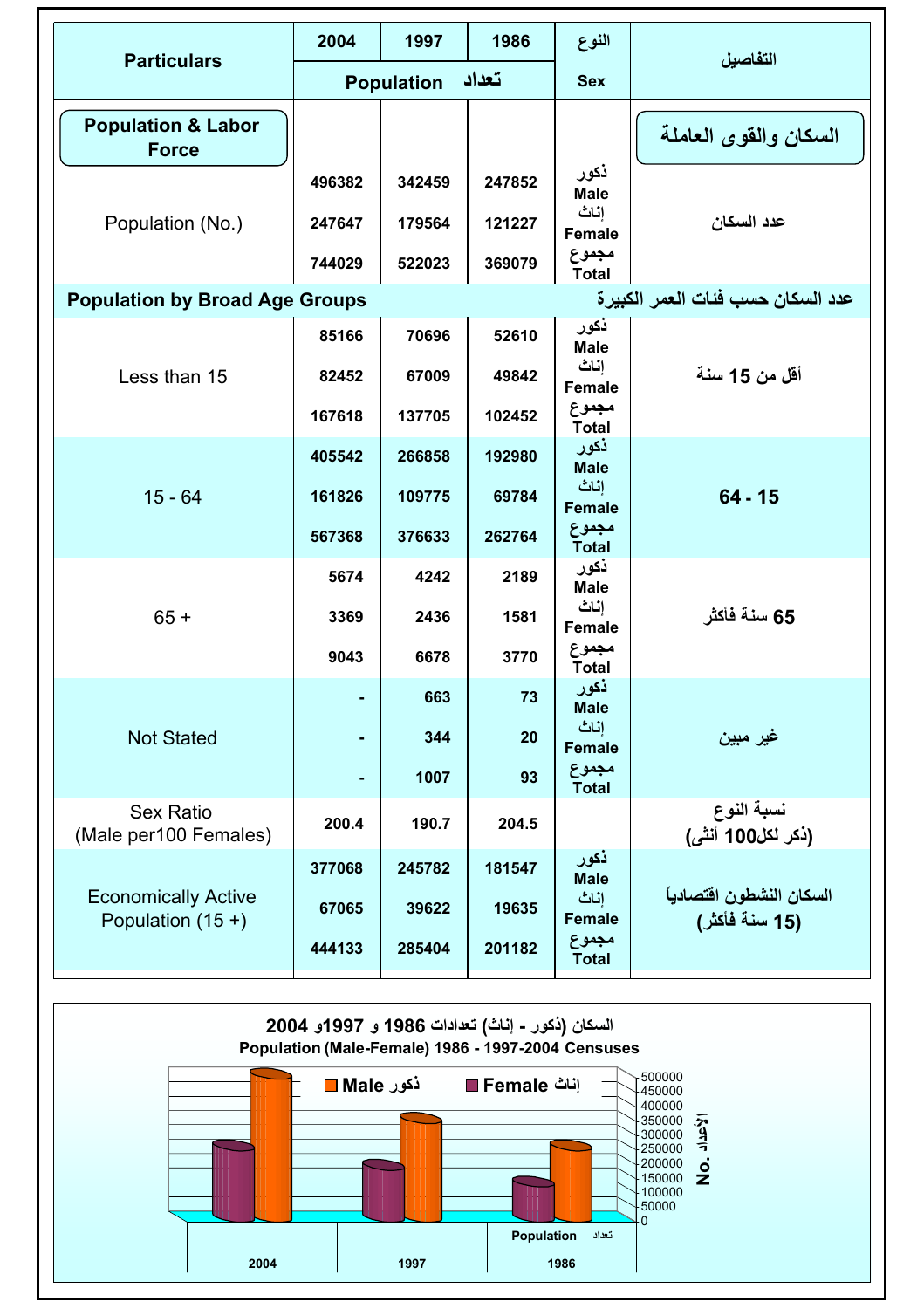| Particulars | 2004 | 1997 | 1986 | النوع | التفاصيل |
|---|---|---|---|---|---|
| | Population تعداد | | | Sex | |
| **Population & Labor Force** | | | | | **السكان والقوى العاملة** |
| Population (No.) | 496382 | 342459 | 247852 | ذكور Male | عدد السكان |
| | 247647 | 179564 | 121227 | إناث Female | |
| | 744029 | 522023 | 369079 | مجموع Total | |
| **Population by Broad Age Groups** | | | | | **عدد السكان حسب فئات العمر الكبيرة** |
| Less than 15 | 85166 | 70696 | 52610 | ذكور Male | أقل من 15 سنة |
| | 82452 | 67009 | 49842 | إناث Female | |
| | 167618 | 137705 | 102452 | مجموع Total | |
| 15 - 64 | 405542 | 266858 | 192980 | ذكور Male | 64 - 15 |
| | 161826 | 109775 | 69784 | إناث Female | |
| | 567368 | 376633 | 262764 | مجموع Total | |
| 65 + | 5674 | 4242 | 2189 | ذكور Male | 65 سنة فأكثر |
| | 3369 | 2436 | 1581 | إناث Female | |
| | 9043 | 6678 | 3770 | مجموع Total | |
| Not Stated | - | 663 | 73 | ذكور Male | غير مبين |
| | - | 344 | 20 | إناث Female | |
| | - | 1007 | 93 | مجموع Total | |
| Sex Ratio (Male per100 Females) | 200.4 | 190.7 | 204.5 | | نسبة النوع (ذكر لكل100 أنثى) |
| Economically Active Population (15 +) | 377068 | 245782 | 181547 | ذكور Male | السكان النشطون اقتصادياً (15 سنة فأكثر) |
| | 67065 | 39622 | 19635 | إناث Female | |
| | 444133 | 285404 | 201182 | مجموع Total | |

**السكان (ذكور - إناث) تعدادات 1986 و 1997و 2004**

**Population (Male-Female) 1986 - 1997-2004 Censuses**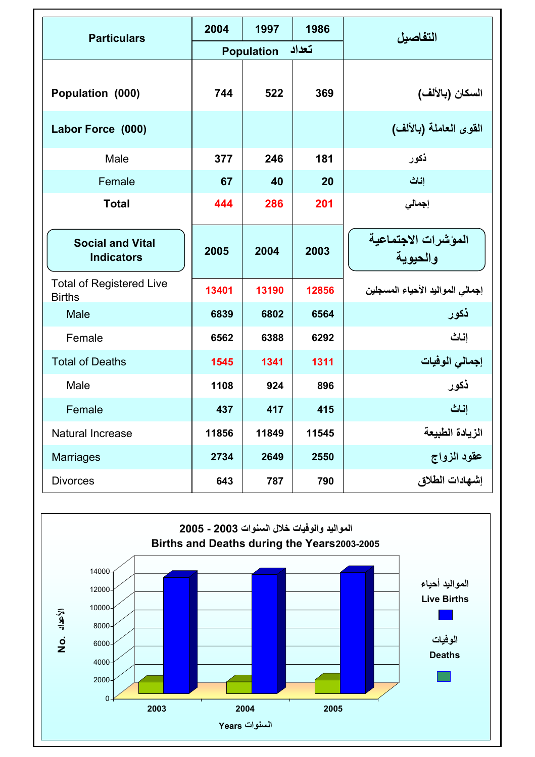| Particulars | 2004 | 1997 | 1986 | التفاصيل |
|---|---|---|---|---|
| | Population | تعداد | | |
| **Population (000)** | 744 | 522 | 369 | السكان (بالألف) |
| **Labor Force (000)** | | | | القوى العاملة (بالألف) |
| Male | 377 | 246 | 181 | ذكور |
| Female | 67 | 40 | 20 | إناث |
| **Total** | 444 | 286 | 201 | إجمالي |

| Social and Vital Indicators | 2005 | 2004 | 2003 | المؤشرات الاجتماعية والحيوية |
|---|---|---|---|---|
| Total of Registered Live Births | 13401 | 13190 | 12856 | إجمالي المواليد الأحياء المسجلين |
| Male | 6839 | 6802 | 6564 | ذكور |
| Female | 6562 | 6388 | 6292 | إناث |
| Total of Deaths | 1545 | 1341 | 1311 | إجمالي الوفيات |
| Male | 1108 | 924 | 896 | ذكور |
| Female | 437 | 417 | 415 | إناث |
| Natural Increase | 11856 | 11849 | 11545 | الزيادة الطبيعة |
| Marriages | 2734 | 2649 | 2550 | عقود الزواج |
| Divorces | 643 | 787 | 790 | إشهادات الطلاق |

**المواليد والوفيات خلال السنوات 2003 - 2005**

**Births and Deaths during the Years 2003-2005**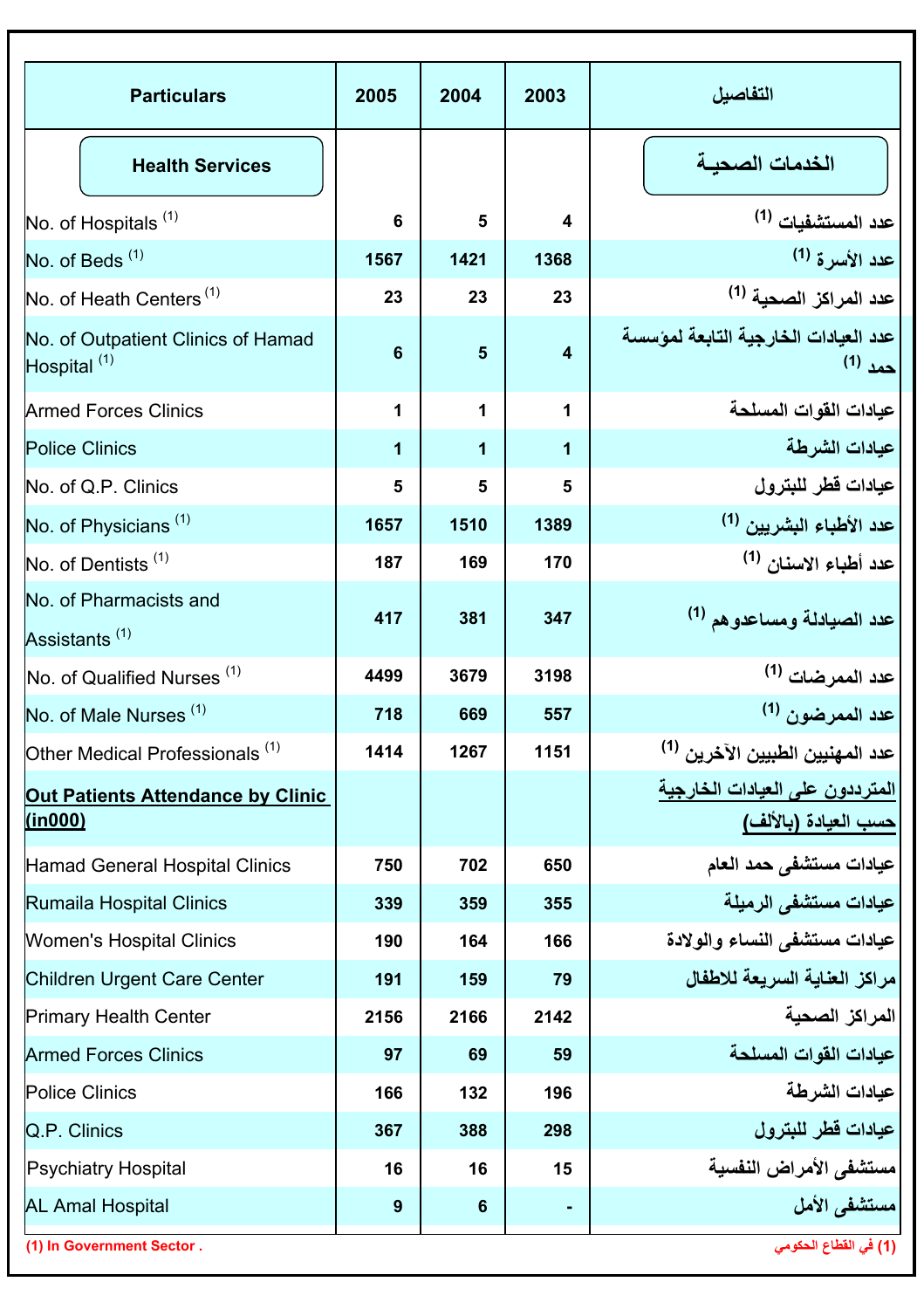| Particulars | 2005 | 2004 | 2003 | التفاصيل |
|---|---|---|---|---|
| **Health Services** | | | | **الخدمات الصحيـة** |
| No. of Hospitals (1) | 6 | 5 | 4 | عدد المستشفيات (1) |
| No. of Beds (1) | 1567 | 1421 | 1368 | عدد الأسرة (1) |
| No. of Heath Centers (1) | 23 | 23 | 23 | عدد المراكز الصحية (1) |
| No. of Outpatient Clinics of Hamad Hospital (1) | 6 | 5 | 4 | عدد العيادات الخارجية التابعة لمؤسسة حمد (1) |
| Armed Forces Clinics | 1 | 1 | 1 | عيادات القوات المسلحة |
| Police Clinics | 1 | 1 | 1 | عيادات الشرطة |
| No. of Q.P. Clinics | 5 | 5 | 5 | عيادات قطر للبترول |
| No. of Physicians (1) | 1657 | 1510 | 1389 | عدد الأطباء البشريين (1) |
| No. of Dentists (1) | 187 | 169 | 170 | عدد أطباء الاسنان (1) |
| No. of Pharmacists and Assistants (1) | 417 | 381 | 347 | عدد الصيادلة ومساعدوهم (1) |
| No. of Qualified Nurses (1) | 4499 | 3679 | 3198 | عدد الممرضات (1) |
| No. of Male Nurses (1) | 718 | 669 | 557 | عدد الممرضون (1) |
| Other Medical Professionals (1) | 1414 | 1267 | 1151 | عدد المهنيين الطبيين الآخرين (1) |
| **Out Patients Attendance by Clinic (in000)** | | | | **المترددون على العيادات الخارجية حسب العيادة (بالألف)** |
| Hamad General Hospital Clinics | 750 | 702 | 650 | عيادات مستشفى حمد العام |
| Rumaila Hospital Clinics | 339 | 359 | 355 | عيادات مستشفى الرميلة |
| Women's Hospital Clinics | 190 | 164 | 166 | عيادات مستشفى النساء والولادة |
| Children Urgent Care Center | 191 | 159 | 79 | مراكز العناية السريعة للاطفال |
| Primary Health Center | 2156 | 2166 | 2142 | المراكز الصحية |
| Armed Forces Clinics | 97 | 69 | 59 | عيادات القوات المسلحة |
| Police Clinics | 166 | 132 | 196 | عيادات الشرطة |
| Q.P. Clinics | 367 | 388 | 298 | عيادات قطر للبترول |
| Psychiatry Hospital | 16 | 16 | 15 | مستشفى الأمراض النفسية |
| AL Amal Hospital | 9 | 6 | - | مستشفى الأمل |

(1) In Government Sector .

(1) في القطاع الحكومي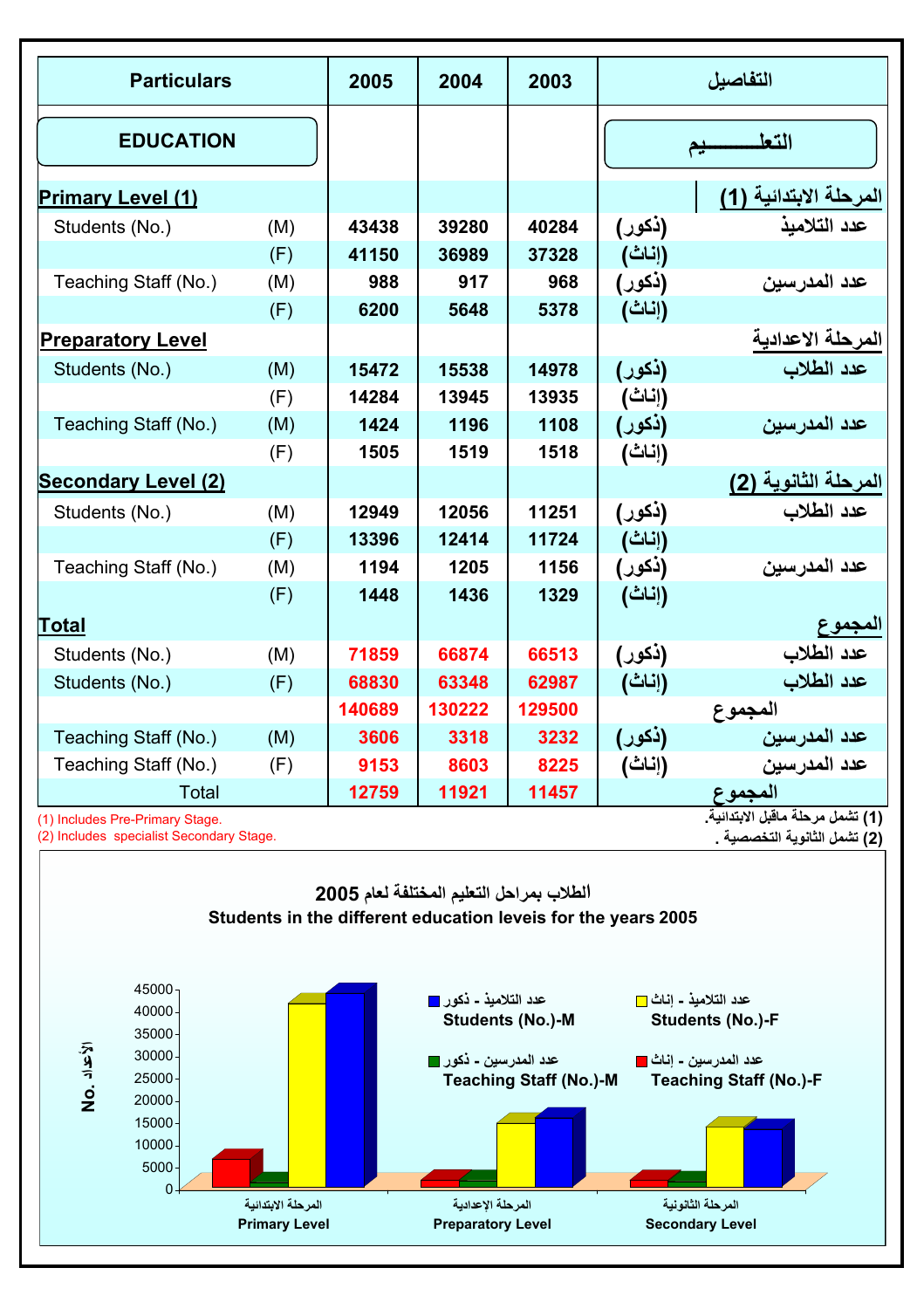| Particulars | | 2005 | 2004 | 2003 | | التفاصيل |
|---|---|---|---|---|---|---|
| **EDUCATION** | | | | | | **التعلـــــــيم** |
| **Primary Level (1)** | | | | | | **المرحلة الابتدائية (1)** |
| Students (No.) | (M) | 43438 | 39280 | 40284 | (ذكور) | عدد التلاميذ |
| | (F) | 41150 | 36989 | 37328 | (إناث) | |
| Teaching Staff (No.) | (M) | 988 | 917 | 968 | (ذكور) | عدد المدرسين |
| | (F) | 6200 | 5648 | 5378 | (إناث) | |
| **Preparatory Level** | | | | | | **المرحلة الاعدادية** |
| Students (No.) | (M) | 15472 | 15538 | 14978 | (ذكور) | عدد الطلاب |
| | (F) | 14284 | 13945 | 13935 | (إناث) | |
| Teaching Staff (No.) | (M) | 1424 | 1196 | 1108 | (ذكور) | عدد المدرسين |
| | (F) | 1505 | 1519 | 1518 | (إناث) | |
| **Secondary Level (2)** | | | | | | **المرحلة الثانوية (2)** |
| Students (No.) | (M) | 12949 | 12056 | 11251 | (ذكور) | عدد الطلاب |
| | (F) | 13396 | 12414 | 11724 | (إناث) | |
| Teaching Staff (No.) | (M) | 1194 | 1205 | 1156 | (ذكور) | عدد المدرسين |
| | (F) | 1448 | 1436 | 1329 | (إناث) | |
| **Total** | | | | | | **المجموع** |
| Students (No.) | (M) | 71859 | 66874 | 66513 | (ذكور) | عدد الطلاب |
| Students (No.) | (F) | 68830 | 63348 | 62987 | (إناث) | عدد الطلاب |
| | | 140689 | 130222 | 129500 | | المجموع |
| Teaching Staff (No.) | (M) | 3606 | 3318 | 3232 | (ذكور) | عدد المدرسين |
| Teaching Staff (No.) | (F) | 9153 | 8603 | 8225 | (إناث) | عدد المدرسين |
| Total | | 12759 | 11921 | 11457 | | المجموع |

(1) Includes Pre-Primary Stage.
(2) Includes specialist Secondary Stage.

(1) تشمل مرحلة ماقبل الابتدائية.
(2) تشمل الثانوية التخصصية .

**الطلاب بمراحل التعليم المختلفة لعام 2005**
**Students in the different education leveis for the years 2005**

| | Primary Level المرحلة الابتدائية | Preparatory Level المرحلة الإعدادية | Secondary Level المرحلة الثانوية |
|---|---|---|---|
| عدد المدرسين - إناث Teaching Staff (No.)-F | 6200 | 1505 | 1448 |
| عدد المدرسين - ذكور Teaching Staff (No.)-M | 988 | 1424 | 1194 |
| عدد التلاميذ - إناث Students (No.)-F | 41150 | 14284 | 13396 |
| عدد التلاميذ - ذكور Students (No.)-M | 43438 | 15472 | 12949 |

No. الأعداد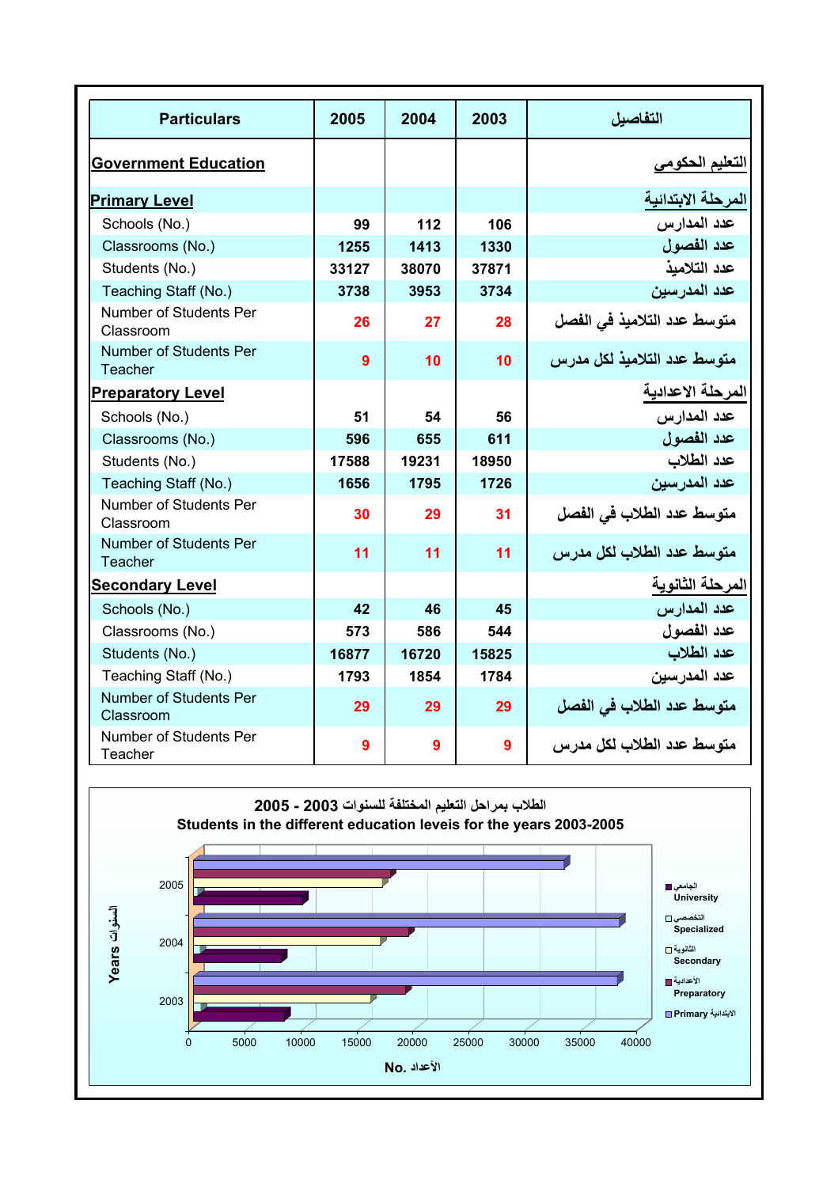| Particulars | 2005 | 2004 | 2003 | التفاصيل |
|---|---|---|---|---|
| **Government Education** | | | | **التعليم الحكومي** |
| **Primary Level** | | | | **المرحلة الابتدائية** |
| Schools (No.) | 99 | 112 | 106 | عدد المدارس |
| Classrooms (No.) | 1255 | 1413 | 1330 | عدد الفصول |
| Students (No.) | 33127 | 38070 | 37871 | عدد التلاميذ |
| Teaching Staff (No.) | 3738 | 3953 | 3734 | عدد المدرسين |
| Number of Students Per Classroom | 26 | 27 | 28 | متوسط عدد التلاميذ في الفصل |
| Number of Students Per Teacher | 9 | 10 | 10 | متوسط عدد التلاميذ لكل مدرس |
| **Preparatory Level** | | | | **المرحلة الاعدادية** |
| Schools (No.) | 51 | 54 | 56 | عدد المدارس |
| Classrooms (No.) | 596 | 655 | 611 | عدد الفصول |
| Students (No.) | 17588 | 19231 | 18950 | عدد الطلاب |
| Teaching Staff (No.) | 1656 | 1795 | 1726 | عدد المدرسين |
| Number of Students Per Classroom | 30 | 29 | 31 | متوسط عدد الطلاب في الفصل |
| Number of Students Per Teacher | 11 | 11 | 11 | متوسط عدد الطلاب لكل مدرس |
| **Secondary Level** | | | | **المرحلة الثانوية** |
| Schools (No.) | 42 | 46 | 45 | عدد المدارس |
| Classrooms (No.) | 573 | 586 | 544 | عدد الفصول |
| Students (No.) | 16877 | 16720 | 15825 | عدد الطلاب |
| Teaching Staff (No.) | 1793 | 1854 | 1784 | عدد المدرسين |
| Number of Students Per Classroom | 29 | 29 | 29 | متوسط عدد الطلاب في الفصل |
| Number of Students Per Teacher | 9 | 9 | 9 | متوسط عدد الطلاب لكل مدرس |

**الطلاب بمراحل التعليم المختلفة للسنوات 2003 - 2005**

**Students in the different education leveis for the years 2003-2005**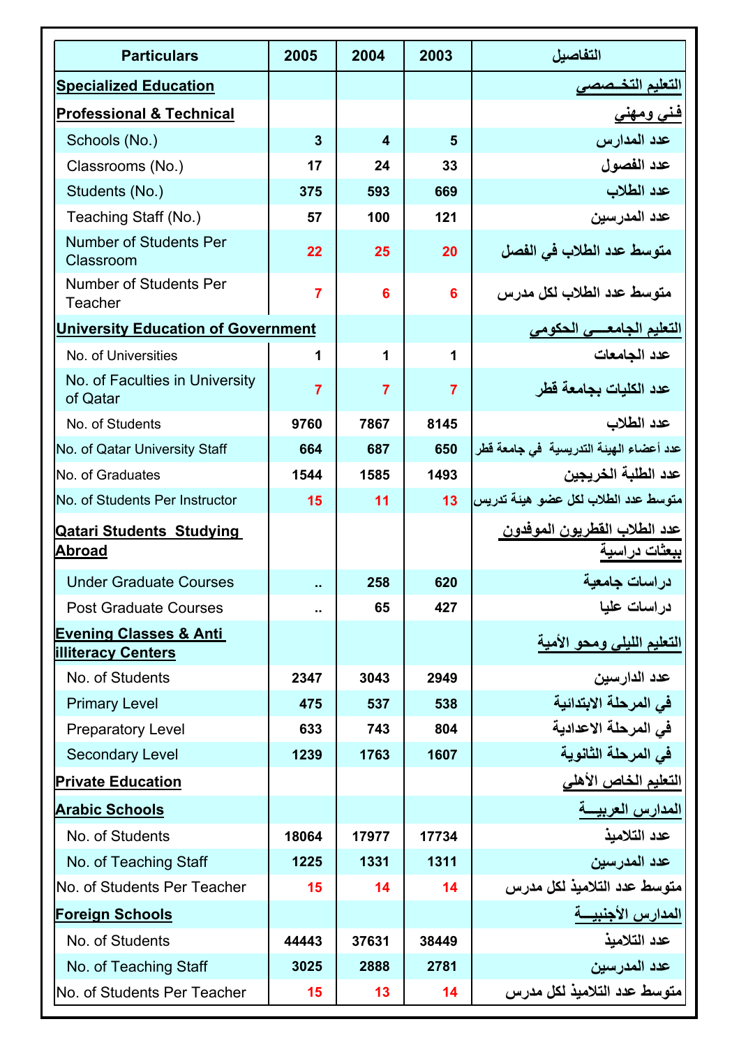| Particulars | 2005 | 2004 | 2003 | التفاصيل |
|---|---|---|---|---|
| **Specialized Education** | | | | **التعليم التخـصصي** |
| **Professional & Technical** | | | | **فني ومهني** |
| Schools (No.) | 3 | 4 | 5 | عدد المدارس |
| Classrooms (No.) | 17 | 24 | 33 | عدد الفصول |
| Students (No.) | 375 | 593 | 669 | عدد الطلاب |
| Teaching Staff (No.) | 57 | 100 | 121 | عدد المدرسين |
| Number of Students Per Classroom | 22 | 25 | 20 | متوسط عدد الطلاب في الفصل |
| Number of Students Per Teacher | 7 | 6 | 6 | متوسط عدد الطلاب لكل مدرس |
| **University Education of Government** | | | | **التعليم الجامعـــي الحكومي** |
| No. of Universities | 1 | 1 | 1 | عدد الجامعات |
| No. of Faculties in University of Qatar | 7 | 7 | 7 | عدد الكليات بجامعة قطر |
| No. of Students | 9760 | 7867 | 8145 | عدد الطلاب |
| No. of Qatar University Staff | 664 | 687 | 650 | عدد أعضاء الهيئة التدريسية في جامعة قطر |
| No. of Graduates | 1544 | 1585 | 1493 | عدد الطلبة الخريجين |
| No. of Students Per Instructor | 15 | 11 | 13 | متوسط عدد الطلاب لكل عضو هيئة تدريس |
| **Qatari Students Studying Abroad** | | | | **عدد الطلاب القطريون الموفدون ببعثات دراسية** |
| Under Graduate Courses | .. | 258 | 620 | دراسات جامعية |
| Post Graduate Courses | .. | 65 | 427 | دراسات عليا |
| **Evening Classes & Anti illiteracy Centers** | | | | **التعليم الليلي ومحو الأمية** |
| No. of Students | 2347 | 3043 | 2949 | عدد الدارسين |
| Primary Level | 475 | 537 | 538 | في المرحلة الابتدائية |
| Preparatory Level | 633 | 743 | 804 | في المرحلة الاعدادية |
| Secondary Level | 1239 | 1763 | 1607 | في المرحلة الثانوية |
| **Private Education** | | | | **التعليم الخاص الأهلي** |
| **Arabic Schools** | | | | **المدارس العربيـــة** |
| No. of Students | 18064 | 17977 | 17734 | عدد التلاميذ |
| No. of Teaching Staff | 1225 | 1331 | 1311 | عدد المدرسين |
| No. of Students Per Teacher | 15 | 14 | 14 | متوسط عدد التلاميذ لكل مدرس |
| **Foreign Schools** | | | | **المدارس الأجنبيـــة** |
| No. of Students | 44443 | 37631 | 38449 | عدد التلاميذ |
| No. of Teaching Staff | 3025 | 2888 | 2781 | عدد المدرسين |
| No. of Students Per Teacher | 15 | 13 | 14 | متوسط عدد التلاميذ لكل مدرس |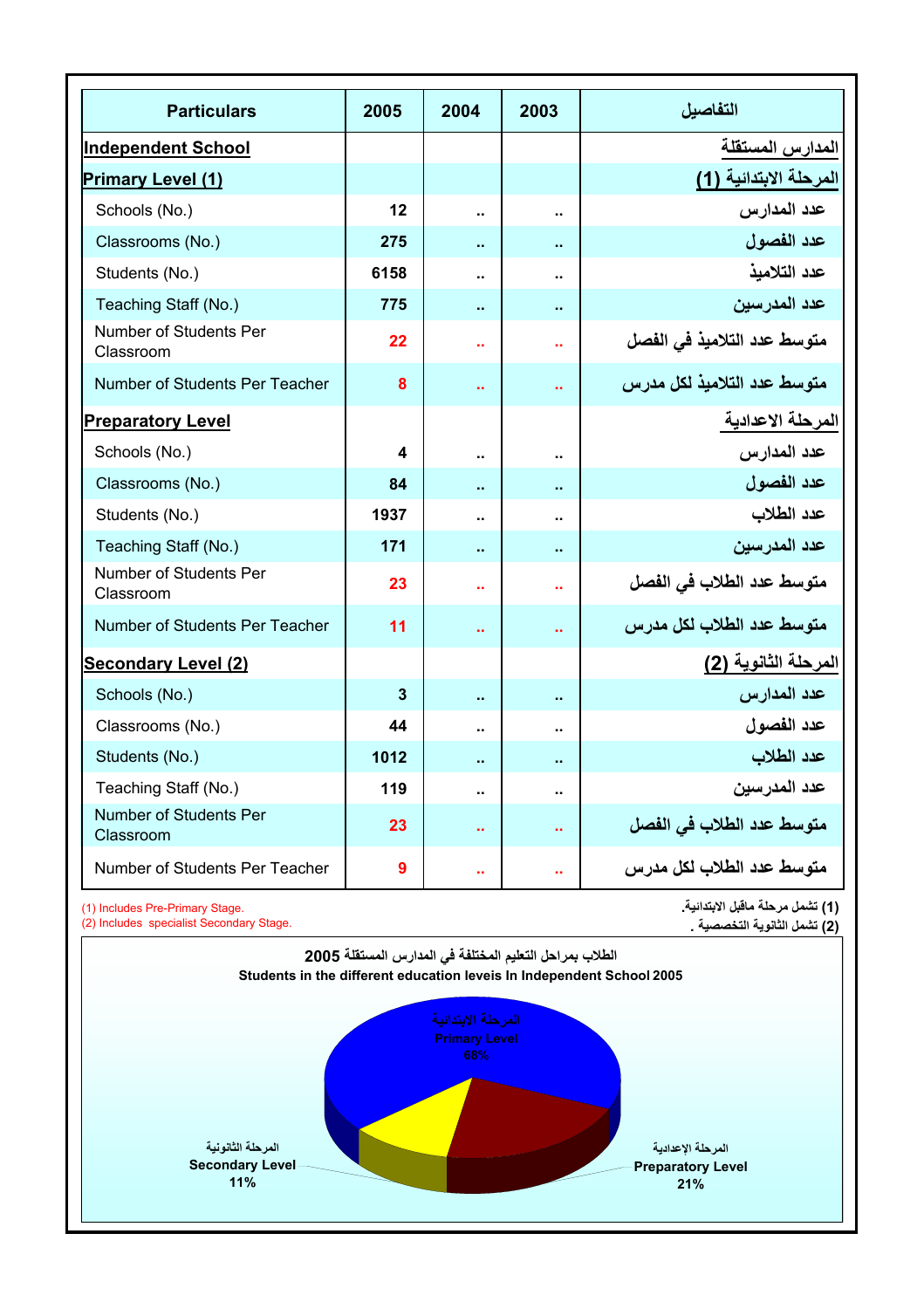| Particulars | 2005 | 2004 | 2003 | التفاصيل |
|---|---|---|---|---|
| **Independent School** | | | | **المدارس المستقلة** |
| **Primary Level (1)** | | | | **المرحلة الابتدائية (1)** |
| Schools (No.) | 12 | .. | .. | عدد المدارس |
| Classrooms (No.) | 275 | .. | .. | عدد الفصول |
| Students (No.) | 6158 | .. | .. | عدد التلاميذ |
| Teaching Staff (No.) | 775 | .. | .. | عدد المدرسين |
| Number of Students Per Classroom | 22 | .. | .. | متوسط عدد التلاميذ في الفصل |
| Number of Students Per Teacher | 8 | .. | .. | متوسط عدد التلاميذ لكل مدرس |
| **Preparatory Level** | | | | **المرحلة الاعدادية** |
| Schools (No.) | 4 | .. | .. | عدد المدارس |
| Classrooms (No.) | 84 | .. | .. | عدد الفصول |
| Students (No.) | 1937 | .. | .. | عدد الطلاب |
| Teaching Staff (No.) | 171 | .. | .. | عدد المدرسين |
| Number of Students Per Classroom | 23 | .. | .. | متوسط عدد الطلاب في الفصل |
| Number of Students Per Teacher | 11 | .. | .. | متوسط عدد الطلاب لكل مدرس |
| **Secondary Level (2)** | | | | **المرحلة الثانوية (2)** |
| Schools (No.) | 3 | .. | .. | عدد المدارس |
| Classrooms (No.) | 44 | .. | .. | عدد الفصول |
| Students (No.) | 1012 | .. | .. | عدد الطلاب |
| Teaching Staff (No.) | 119 | .. | .. | عدد المدرسين |
| Number of Students Per Classroom | 23 | .. | .. | متوسط عدد الطلاب في الفصل |
| Number of Students Per Teacher | 9 | .. | .. | متوسط عدد الطلاب لكل مدرس |

(1) Includes Pre-Primary Stage.
(2) Includes specialist Secondary Stage.

(1) تشمل مرحلة ماقبل الابتدائية.
(2) تشمل الثانوية التخصصية .

**الطلاب بمراحل التعليم المختلفة في المدارس المستقلة 2005**
**Students in the different education leveis In Independent School 2005**

| Level | Share |
|---|---|
| المرحلة الابتدائية Primary Level | 68% |
| المرحلة الإعدادية Preparatory Level | 21% |
| المرحلة الثانونية Secondary Level | 11% |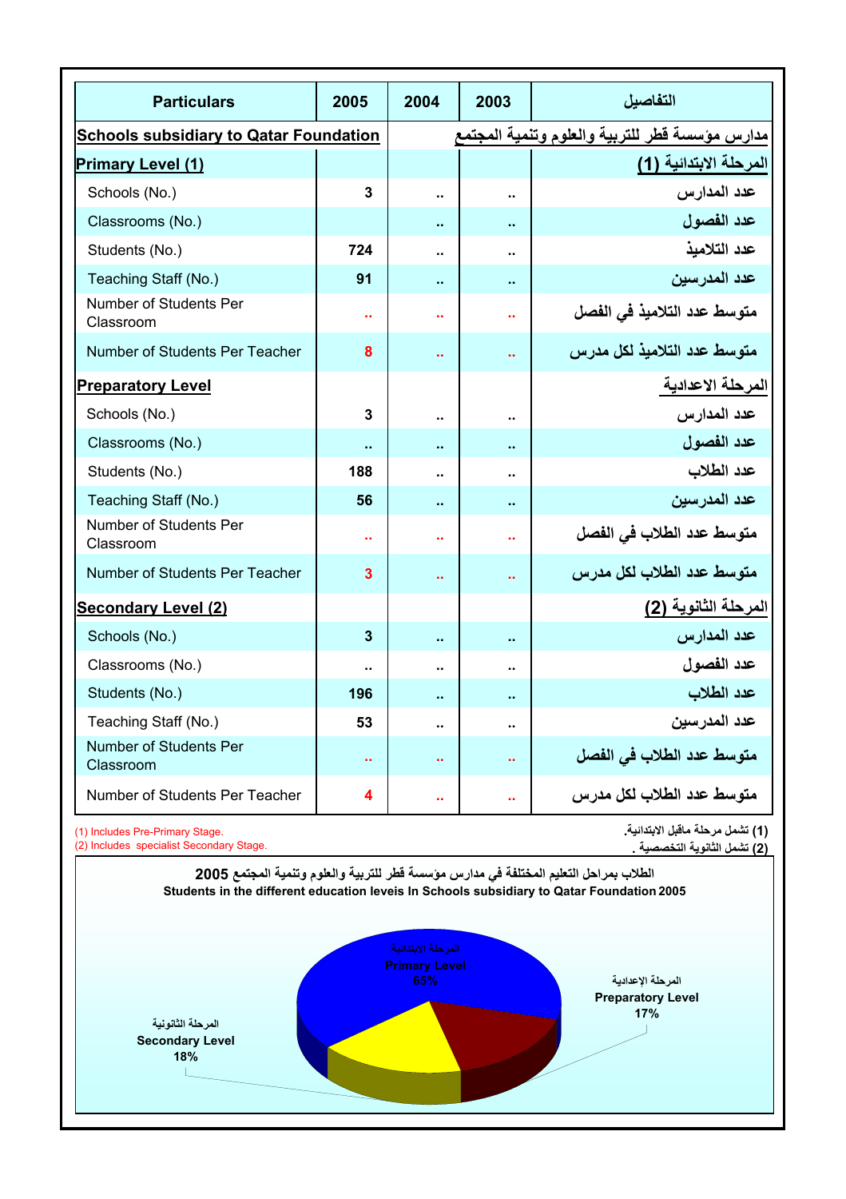| Particulars | 2005 | 2004 | 2003 | التفاصيل |
|---|---|---|---|---|
| **Schools subsidiary to Qatar Foundation** | | | | **مدارس مؤسسة قطر للتربية والعلوم وتنمية المجتمع** |
| **Primary Level (1)** | | | | **المرحلة الابتدائية (1)** |
| Schools (No.) | 3 | .. | .. | عدد المدارس |
| Classrooms (No.) | | .. | .. | عدد الفصول |
| Students (No.) | 724 | .. | .. | عدد التلاميذ |
| Teaching Staff (No.) | 91 | .. | .. | عدد المدرسين |
| Number of Students Per Classroom | .. | .. | .. | متوسط عدد التلاميذ في الفصل |
| Number of Students Per Teacher | 8 | .. | .. | متوسط عدد التلاميذ لكل مدرس |
| **Preparatory Level** | | | | **المرحلة الاعدادية** |
| Schools (No.) | 3 | .. | .. | عدد المدارس |
| Classrooms (No.) | .. | .. | .. | عدد الفصول |
| Students (No.) | 188 | .. | .. | عدد الطلاب |
| Teaching Staff (No.) | 56 | .. | .. | عدد المدرسين |
| Number of Students Per Classroom | .. | .. | .. | متوسط عدد الطلاب في الفصل |
| Number of Students Per Teacher | 3 | .. | .. | متوسط عدد الطلاب لكل مدرس |
| **Secondary Level (2)** | | | | **المرحلة الثانوية (2)** |
| Schools (No.) | 3 | .. | .. | عدد المدارس |
| Classrooms (No.) | .. | .. | .. | عدد الفصول |
| Students (No.) | 196 | .. | .. | عدد الطلاب |
| Teaching Staff (No.) | 53 | .. | .. | عدد المدرسين |
| Number of Students Per Classroom | .. | .. | .. | متوسط عدد الطلاب في الفصل |
| Number of Students Per Teacher | 4 | .. | .. | متوسط عدد الطلاب لكل مدرس |

(1) Includes Pre-Primary Stage.
(2) Includes specialist Secondary Stage.

(1) تشمل مرحلة ماقبل الابتدائية.
(2) تشمل الثانوية التخصصية .

**الطلاب بمراحل التعليم المختلفة في مدارس مؤسسة قطر للتربية والعلوم وتنمية المجتمع 2005**
**Students in the different education leveis In Schools subsidiary to Qatar Foundation 2005**

المرحلة الابتدائية
Primary Level
65%

المرحلة الإعدادية
Preparatory Level
17%

المرحلة الثانوية
Secondary Level
18%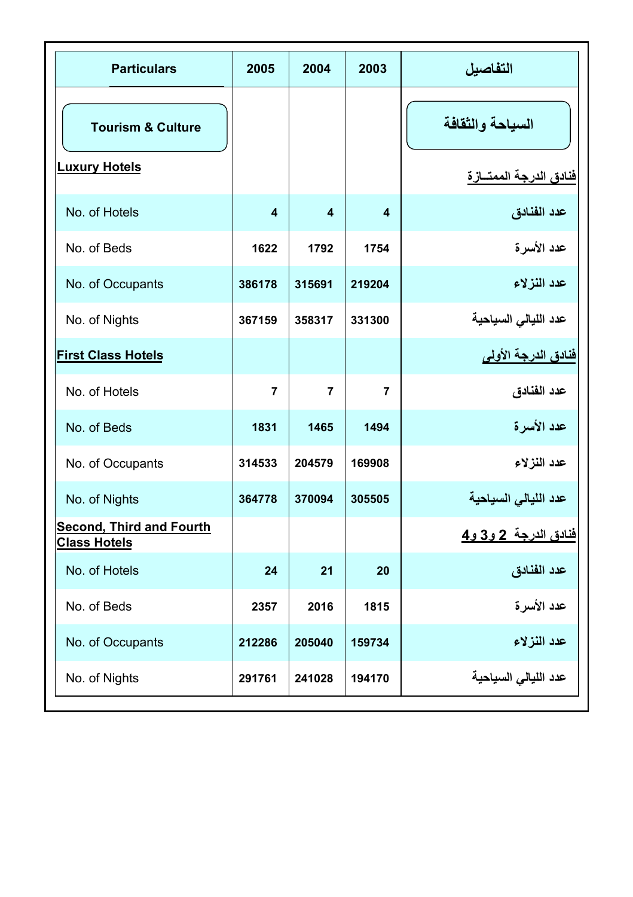| Particulars | 2005 | 2004 | 2003 | التفاصيل |
|---|---|---|---|---|
| **Tourism & Culture** | | | | **السياحة والثقافة** |
| **Luxury Hotels** | | | | **فنادق الدرجة الممتــازة** |
| No. of Hotels | 4 | 4 | 4 | عدد الفنادق |
| No. of Beds | 1622 | 1792 | 1754 | عدد الأسرة |
| No. of Occupants | 386178 | 315691 | 219204 | عدد النزلاء |
| No. of Nights | 367159 | 358317 | 331300 | عدد الليالي السياحية |
| **First Class Hotels** | | | | **فنادق الدرجة الأولى** |
| No. of Hotels | 7 | 7 | 7 | عدد الفنادق |
| No. of Beds | 1831 | 1465 | 1494 | عدد الأسرة |
| No. of Occupants | 314533 | 204579 | 169908 | عدد النزلاء |
| No. of Nights | 364778 | 370094 | 305505 | عدد الليالي السياحية |
| **Second, Third and Fourth Class Hotels** | | | | **فنادق الدرجة 2 و3 و4** |
| No. of Hotels | 24 | 21 | 20 | عدد الفنادق |
| No. of Beds | 2357 | 2016 | 1815 | عدد الأسرة |
| No. of Occupants | 212286 | 205040 | 159734 | عدد النزلاء |
| No. of Nights | 291761 | 241028 | 194170 | عدد الليالي السياحية |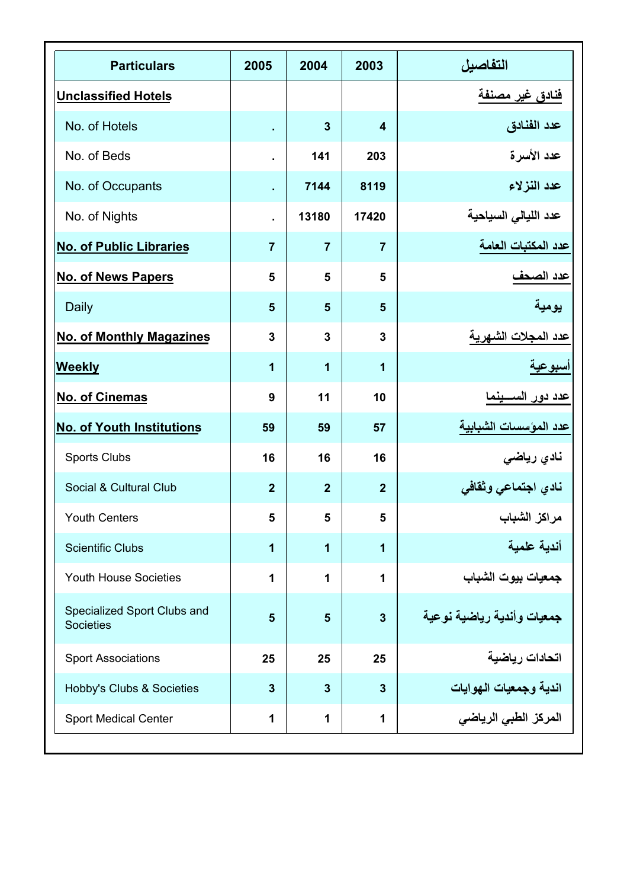| Particulars | 2005 | 2004 | 2003 | التفاصيل |
|---|---|---|---|---|
| **Unclassified Hotels** | | | | **فنادق غير مصنفة** |
| No. of Hotels | . | 3 | 4 | عدد الفنادق |
| No. of Beds | . | 141 | 203 | عدد الأسرة |
| No. of Occupants | . | 7144 | 8119 | عدد النزلاء |
| No. of Nights | . | 13180 | 17420 | عدد الليالي السياحية |
| **No. of Public Libraries** | 7 | 7 | 7 | **عدد المكتبات العامة** |
| **No. of News Papers** | 5 | 5 | 5 | **عدد الصحف** |
| Daily | 5 | 5 | 5 | يومية |
| **No. of Monthly Magazines** | 3 | 3 | 3 | **عدد المجلات الشهرية** |
| **Weekly** | 1 | 1 | 1 | **أسبوعية** |
| **No. of Cinemas** | 9 | 11 | 10 | **عدد دور الســـينما** |
| **No. of Youth Institutions** | 59 | 59 | 57 | **عدد المؤسسات الشبابية** |
| Sports Clubs | 16 | 16 | 16 | نادي رياضي |
| Social & Cultural Club | 2 | 2 | 2 | نادي اجتماعي وثقافي |
| Youth Centers | 5 | 5 | 5 | مراكز الشباب |
| Scientific Clubs | 1 | 1 | 1 | أندية علمية |
| Youth House Societies | 1 | 1 | 1 | جمعيات بيوت الشباب |
| Specialized Sport Clubs and Societies | 5 | 5 | 3 | جمعيات وأندية رياضية نوعية |
| Sport Associations | 25 | 25 | 25 | اتحادات رياضية |
| Hobby's Clubs & Societies | 3 | 3 | 3 | اندية وجمعيات الهوايات |
| Sport Medical Center | 1 | 1 | 1 | المركز الطبي الرياضي |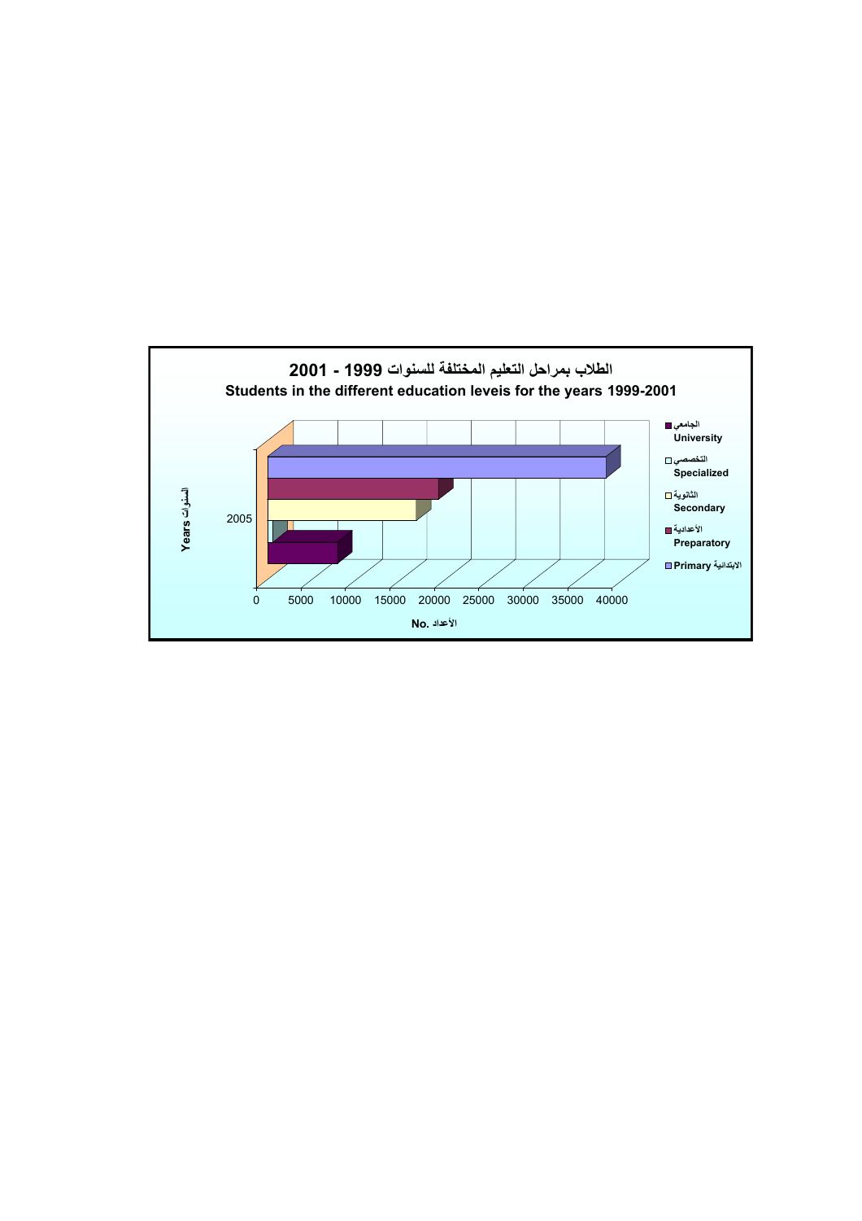## الطلاب بمراحل التعليم المختلفة للسنوات 1999 - 2001

**Students in the different education leveis for the years 1999-2001**

Years السنوات

2005

0 5000 10000 15000 20000 25000 30000 35000 40000

No. الأعداد

- الجامعي University
- التخصصي Specialized
- الثانوية Secondary
- الأعدادية Preparatory
- Primary الابتدائية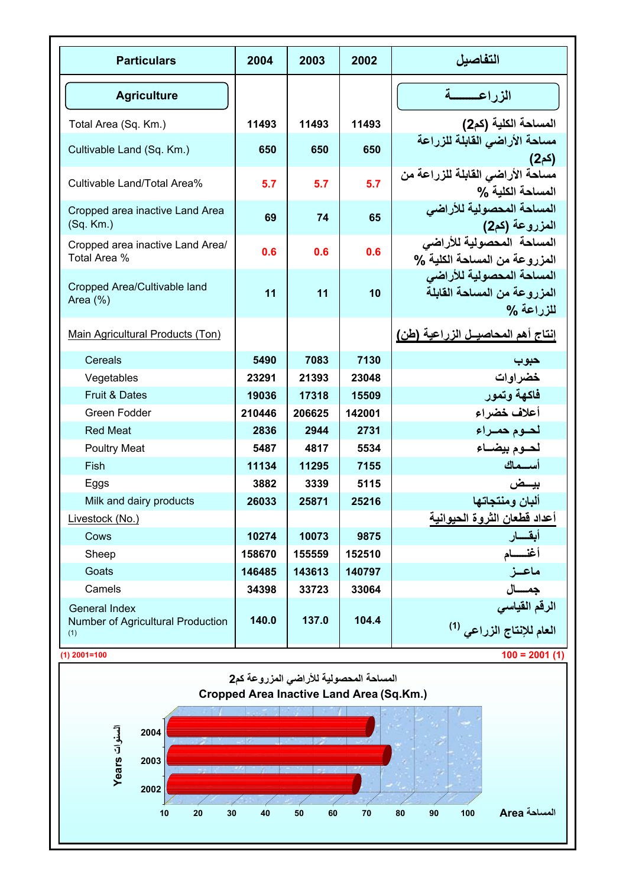| Particulars | 2004 | 2003 | 2002 | التفاصيل |
|---|---|---|---|---|
| **Agriculture** | | | | **الزراعـــــــة** |
| Total Area (Sq. Km.) | 11493 | 11493 | 11493 | المساحة الكلية (كم2) |
| Cultivable Land (Sq. Km.) | 650 | 650 | 650 | مساحة الأراضي القابلة للزراعة (كم2) |
| Cultivable Land/Total Area% | 5.7 | 5.7 | 5.7 | مساحة الأراضي القابلة للزراعة من المساحة الكلية % |
| Cropped area inactive Land Area (Sq. Km.) | 69 | 74 | 65 | المساحة المحصولية للأراضي المزروعة (كم2) |
| Cropped area inactive Land Area/ Total Area % | 0.6 | 0.6 | 0.6 | المساحة المحصولية للأراضي المزروعة من المساحة الكلية % |
| Cropped Area/Cultivable land Area (%) | 11 | 11 | 10 | المساحة المحصولية للأراضي المزروعة من المساحة القابلة للزراعة % |
| Main Agricultural Products (Ton) | | | | إنتاج أهم المحاصيـل الزراعية (طن) |
| Cereals | 5490 | 7083 | 7130 | حبوب |
| Vegetables | 23291 | 21393 | 23048 | خضراوات |
| Fruit & Dates | 19036 | 17318 | 15509 | فاكهة وتمور |
| Green Fodder | 210446 | 206625 | 142001 | أعلاف خضراء |
| Red Meat | 2836 | 2944 | 2731 | لحـوم حمـراء |
| Poultry Meat | 5487 | 4817 | 5534 | لحـوم بيضـاء |
| Fish | 11134 | 11295 | 7155 | أسـماك |
| Eggs | 3882 | 3339 | 5115 | بيــض |
| Milk and dairy products | 26033 | 25871 | 25216 | ألبان ومنتجاتها |
| Livestock (No.) | | | | أعداد قطعان الثروة الحيوانية |
| Cows | 10274 | 10073 | 9875 | أبقـــار |
| Sheep | 158670 | 155559 | 152510 | أغنـــام |
| Goats | 146485 | 143613 | 140797 | ماعــز |
| Camels | 34398 | 33723 | 33064 | جمـــال |
| General Index Number of Agricultural Production (1) | 140.0 | 137.0 | 104.4 | الرقم القياسي العام للإنتاج الزراعي (1) |

(1) 2001=100 — (1) 2001 = 100

المساحة المحصولية للأراضي المزروعة كم2

**Cropped Area Inactive Land Area (Sq.Km.)**

| Years السنوات | Area المساحة |
|---|---|
| 2004 | 69 |
| 2003 | 74 |
| 2002 | 65 |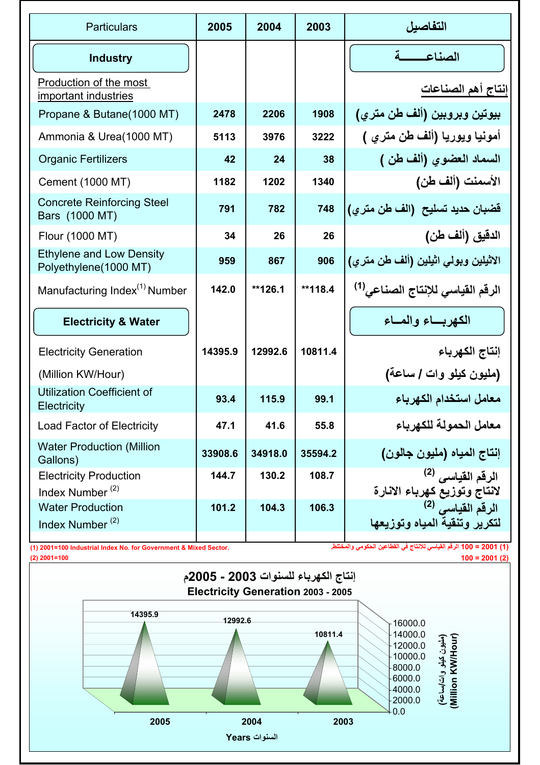| Particulars | 2005 | 2004 | 2003 | التفاصيل |
|---|---|---|---|---|
| **Industry** | | | | **الصناعـــــــة** |
| Production of the most important industries | | | | إنتاج أهم الصناعات |
| Propane & Butane(1000 MT) | 2478 | 2206 | 1908 | بيوتين وبروبين (ألف طن متري) |
| Ammonia & Urea(1000 MT) | 5113 | 3976 | 3222 | أمونيا ويوريا (ألف طن متري ) |
| Organic Fertilizers | 42 | 24 | 38 | السماد العضوي (ألف طن ) |
| Cement (1000 MT) | 1182 | 1202 | 1340 | الأسمنت (ألف طن) |
| Concrete Reinforcing Steel Bars (1000 MT) | 791 | 782 | 748 | قضبان حديد تسليح (الف طن متري) |
| Flour (1000 MT) | 34 | 26 | 26 | الدقيق (ألف طن) |
| Ethylene and Low Density Polyethylene(1000 MT) | 959 | 867 | 906 | الاثيلين وبولي اثيلين (ألف طن متري) |
| Manufacturing Index[1] Number | 142.0 | **126.1 | **118.4 | الرقم القياسي للإنتاج الصناعي[1] |
| **Electricity & Water** | | | | **الكهربـــاء والمـــاء** |
| Electricity Generation (Million KW/Hour) | 14395.9 | 12992.6 | 10811.4 | إنتاج الكهرباء (مليون كيلو وات / ساعة) |
| Utilization Coefficient of Electricity | 93.4 | 115.9 | 99.1 | معامل استخدام الكهرباء |
| Load Factor of Electricity | 47.1 | 41.6 | 55.8 | معامل الحمولة للكهرباء |
| Water Production (Million Gallons) | 33908.6 | 34918.0 | 35594.2 | إنتاج المياه (مليون جالون) |
| Electricity Production Index Number [2] | 144.7 | 130.2 | 108.7 | الرقم القياسى [2] لانتاج وتوزيع كهرباء الانارة |
| Water Production Index Number [2] | 101.2 | 104.3 | 106.3 | الرقم القياسي [2] لتكرير وتنقية المياه وتوزيعها |

(1) 2001=100 Industrial Index No. for Government & Mixed Sector.
(2) 2001=100

(1) 2001 = 100 الرقم القياسي للانتاج في القطاعين الحكومي والمختلط
(2) 2001 = 100

إنتاج الكهرباء للسنوات 2003 - 2005م
Electricity Generation 2003 - 2005

| Years السنوات | 2005 | 2004 | 2003 |
|---|---|---|---|
| (Million KW/Hour) (مليون كيلو وات/ساعة) | 14395.9 | 12992.6 | 10811.4 |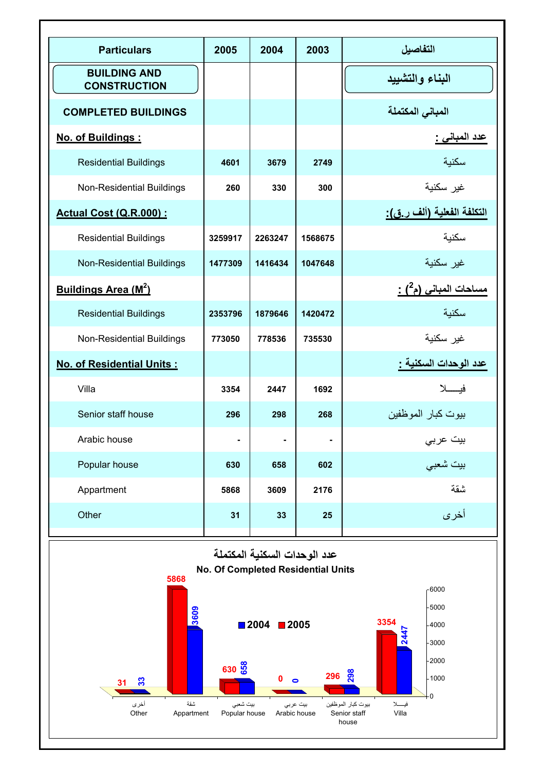| Particulars | 2005 | 2004 | 2003 | التفاصيل |
|---|---|---|---|---|
| **BUILDING AND CONSTRUCTION** | | | | **البناء والتشييد** |
| **COMPLETED BUILDINGS** | | | | **المباني المكتملة** |
| **No. of Buildings :** | | | | **عدد المبانى :** |
| Residential Buildings | 4601 | 3679 | 2749 | سكنية |
| Non-Residential Buildings | 260 | 330 | 300 | غير سكنية |
| **Actual Cost (Q.R.000) :** | | | | **التكلفة الفعلية (ألف ر.ق):** |
| Residential Buildings | 3259917 | 2263247 | 1568675 | سكنية |
| Non-Residential Buildings | 1477309 | 1416434 | 1047648 | غير سكنية |
| **Buildings Area ($M^2$)** | | | | **مساحات المبانى ($م^2$) :** |
| Residential Buildings | 2353796 | 1879646 | 1420472 | سكنية |
| Non-Residential Buildings | 773050 | 778536 | 735530 | غير سكنية |
| **No. of Residential Units :** | | | | **عدد الوحدات السكنية :** |
| Villa | 3354 | 2447 | 1692 | فيــــلا |
| Senior staff house | 296 | 298 | 268 | بيوت كبار الموظفين |
| Arabic house | - | - | - | بيت عربي |
| Popular house | 630 | 658 | 602 | بيت شعبي |
| Appartment | 5868 | 3609 | 2176 | شقة |
| Other | 31 | 33 | 25 | أخرى |

**عدد الوحدات السكنية المكتملة**

**No. Of Completed Residential Units**

| | 2004 | 2005 |
|---|---|---|
| أخرى Other | 33 | 31 |
| شقة Appartment | 3609 | 5868 |
| بيت شعبي Popular house | 658 | 630 |
| بيت عربي Arabic house | 0 | 0 |
| بيوت كبار الموظفين Senior staff house | 298 | 296 |
| فيــــلا Villa | 2447 | 3354 |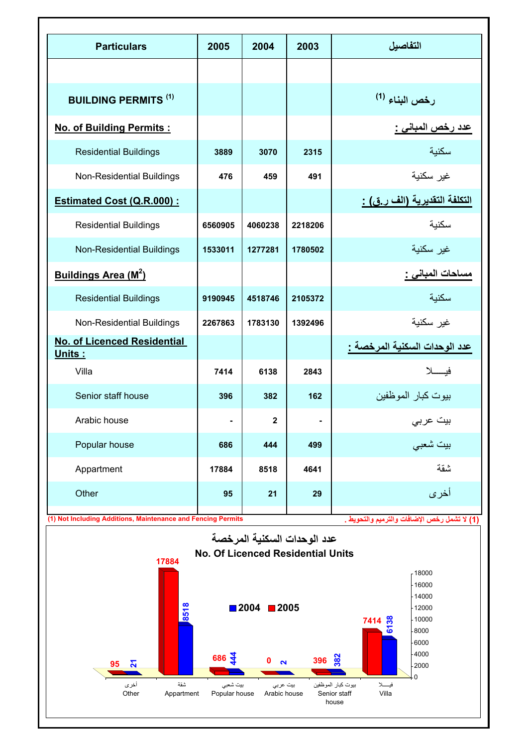| Particulars | 2005 | 2004 | 2003 | التفاصيل |
|---|---|---|---|---|
| **BUILDING PERMITS [1]** | | | | **رخص البناء [1]** |
| **No. of Building Permits :** | | | | **عدد رخص المبانى :** |
| Residential Buildings | 3889 | 3070 | 2315 | سكنية |
| Non-Residential Buildings | 476 | 459 | 491 | غير سكنية |
| **Estimated Cost (Q.R.000) :** | | | | **التكلفة التقديرية (الف ر.ق) :** |
| Residential Buildings | 6560905 | 4060238 | 2218206 | سكنية |
| Non-Residential Buildings | 1533011 | 1277281 | 1780502 | غير سكنية |
| **Buildings Area ($M^2$)** | | | | **مساحات المبانى :** |
| Residential Buildings | 9190945 | 4518746 | 2105372 | سكنية |
| Non-Residential Buildings | 2267863 | 1783130 | 1392496 | غير سكنية |
| **No. of Licenced Residential Units :** | | | | **عدد الوحدات السكنية المرخصة :** |
| Villa | 7414 | 6138 | 2843 | فيـــــلا |
| Senior staff house | 396 | 382 | 162 | بيوت كبار الموظفين |
| Arabic house | - | 2 | - | بيت عربي |
| Popular house | 686 | 444 | 499 | بيت شعبي |
| Appartment | 17884 | 8518 | 4641 | شقة |
| Other | 95 | 21 | 29 | أخرى |

(1) Not Including Additions, Maintenance and Fencing Permits

(1) لا تشمل رخص الإضافات والترميم والتحويط .

## عدد الوحدات السكنية المرخصة
## No. Of Licenced Residential Units

| | 2004 | 2005 |
|---|---|---|
| أخرى Other | 21 | 95 |
| شقة Appartment | 8518 | 17884 |
| بيت شعبي Popular house | 444 | 686 |
| بيت عربي Arabic house | 2 | 0 |
| بيوت كبار الموظفين Senior staff house | 382 | 396 |
| فيـــــلا Villa | 6138 | 7414 |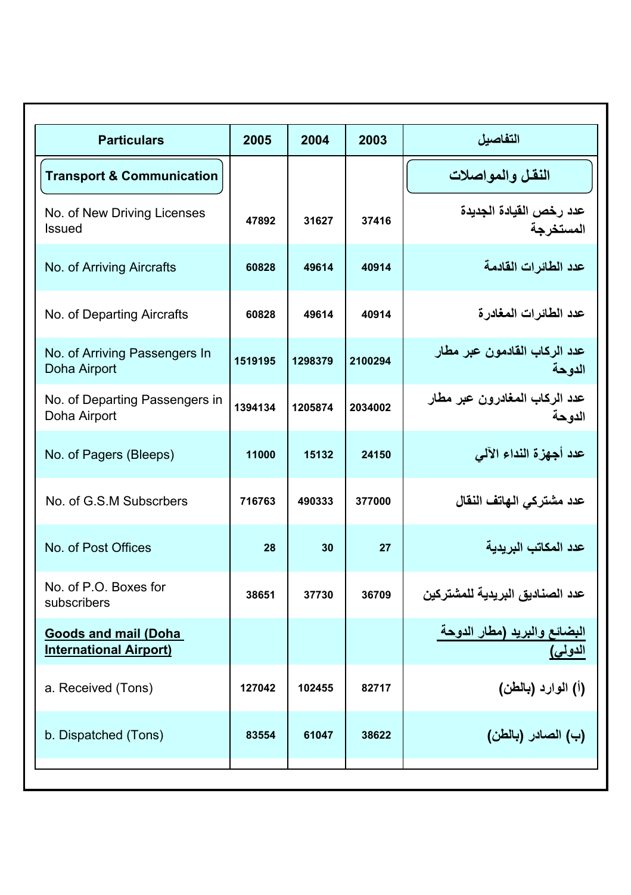| Particulars | 2005 | 2004 | 2003 | التفاصيل |
|---|---|---|---|---|
| **Transport & Communication** | | | | **النقل والمواصلات** |
| No. of New Driving Licenses Issued | 47892 | 31627 | 37416 | عدد رخص القيادة الجديدة المستخرجة |
| No. of Arriving Aircrafts | 60828 | 49614 | 40914 | عدد الطائرات القادمة |
| No. of Departing Aircrafts | 60828 | 49614 | 40914 | عدد الطائرات المغادرة |
| No. of Arriving Passengers In Doha Airport | 1519195 | 1298379 | 2100294 | عدد الركاب القادمون عبر مطار الدوحة |
| No. of Departing Passengers in Doha Airport | 1394134 | 1205874 | 2034002 | عدد الركاب المغادرون عبر مطار الدوحة |
| No. of Pagers (Bleeps) | 11000 | 15132 | 24150 | عدد أجهزة النداء الآلي |
| No. of G.S.M Subscrbers | 716763 | 490333 | 377000 | عدد مشتركي الهاتف النقال |
| No. of Post Offices | 28 | 30 | 27 | عدد المكاتب البريدية |
| No. of P.O. Boxes for subscribers | 38651 | 37730 | 36709 | عدد الصناديق البريدية للمشتركين |
| **Goods and mail (Doha International Airport)** | | | | **البضائع والبريد (مطار الدوحة الدولي)** |
| a. Received (Tons) | 127042 | 102455 | 82717 | (أ) الوارد (بالطن) |
| b. Dispatched (Tons) | 83554 | 61047 | 38622 | (ب) الصادر (بالطن) |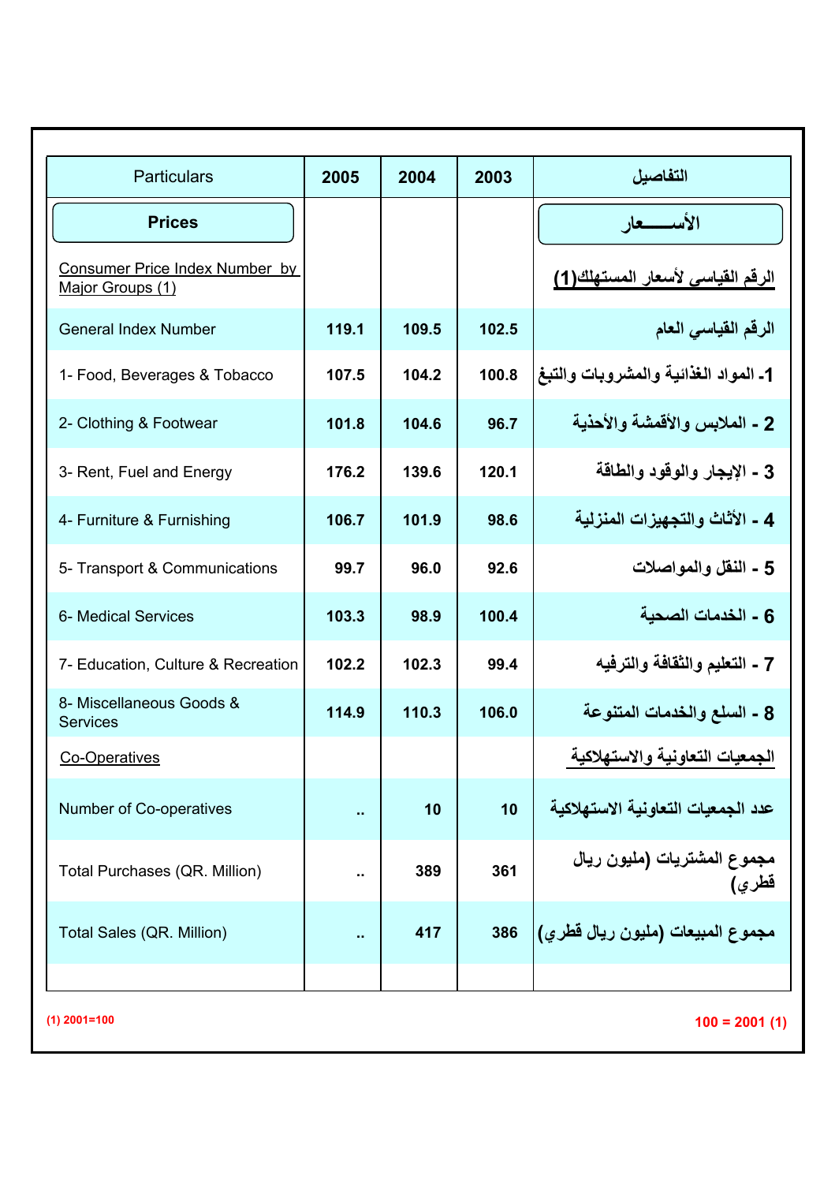| Particulars | 2005 | 2004 | 2003 | التفاصيل |
|---|---|---|---|---|
| **Prices** | | | | **الأســـــعار** |
| Consumer Price Index Number by Major Groups (1) | | | | الرقم القياسى لأسعار المستهلك(1) |
| General Index Number | 119.1 | 109.5 | 102.5 | الرقم القياسي العام |
| 1- Food, Beverages & Tobacco | 107.5 | 104.2 | 100.8 | 1- المواد الغذائية والمشروبات والتبغ |
| 2- Clothing & Footwear | 101.8 | 104.6 | 96.7 | 2 - الملابس والأقمشة والأحذية |
| 3- Rent, Fuel and Energy | 176.2 | 139.6 | 120.1 | 3 - الإيجار والوقود والطاقة |
| 4- Furniture & Furnishing | 106.7 | 101.9 | 98.6 | 4 - الأثاث والتجهيزات المنزلية |
| 5- Transport & Communications | 99.7 | 96.0 | 92.6 | 5 - النقل والمواصلات |
| 6- Medical Services | 103.3 | 98.9 | 100.4 | 6 - الخدمات الصحية |
| 7- Education, Culture & Recreation | 102.2 | 102.3 | 99.4 | 7 - التعليم والثقافة والترفيه |
| 8- Miscellaneous Goods & Services | 114.9 | 110.3 | 106.0 | 8 - السلع والخدمات المتنوعة |
| Co-Operatives | | | | الجمعيات التعاونية والاستهلاكية |
| Number of Co-operatives | .. | 10 | 10 | عدد الجمعيات التعاونية الاستهلاكية |
| Total Purchases (QR. Million) | .. | 389 | 361 | مجموع المشتريات (مليون ريال قطري) |
| Total Sales (QR. Million) | .. | 417 | 386 | مجموع المبيعات (مليون ريال قطري) |

(1) 2001=100

100 = 2001 (1)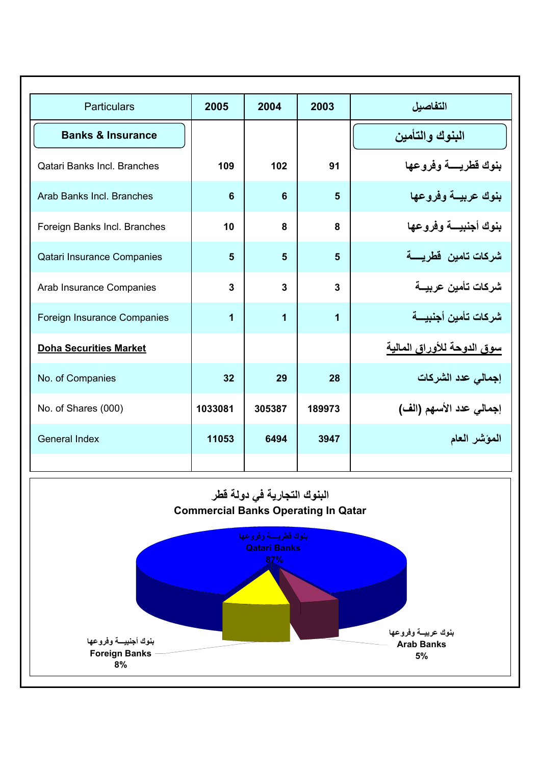| Particulars | 2005 | 2004 | 2003 | التفاصيل |
|---|---|---|---|---|
| **Banks & Insurance** | | | | **البنوك والتأمين** |
| Qatari Banks Incl. Branches | 109 | 102 | 91 | بنوك قطريـــة وفروعها |
| Arab Banks Incl. Branches | 6 | 6 | 5 | بنوك عربيـة وفروعها |
| Foreign Banks Incl. Branches | 10 | 8 | 8 | بنوك أجنبيـــة وفروعها |
| Qatari Insurance Companies | 5 | 5 | 5 | شركات تامين قطريـــة |
| Arab Insurance Companies | 3 | 3 | 3 | شركات تأمين عربيـة |
| Foreign Insurance Companies | 1 | 1 | 1 | شركات تأمين أجنبيـــة |
| **Doha Securities Market** | | | | **سوق الدوحة للأوراق المالية** |
| No. of Companies | 32 | 29 | 28 | إجمالي عدد الشركات |
| No. of Shares (000) | 1033081 | 305387 | 189973 | إجمالي عدد الأسهم (الف) |
| General Index | 11053 | 6494 | 3947 | المؤشر العام |

**البنوك التجارية في دولة قطر**

**Commercial Banks Operating In Qatar**

بنوك قطريـــة وفروعها
Qatari Banks
87%

بنوك أجنبيـــة وفروعها
Foreign Banks
8%

بنوك عربيـة وفروعها
Arab Banks
5%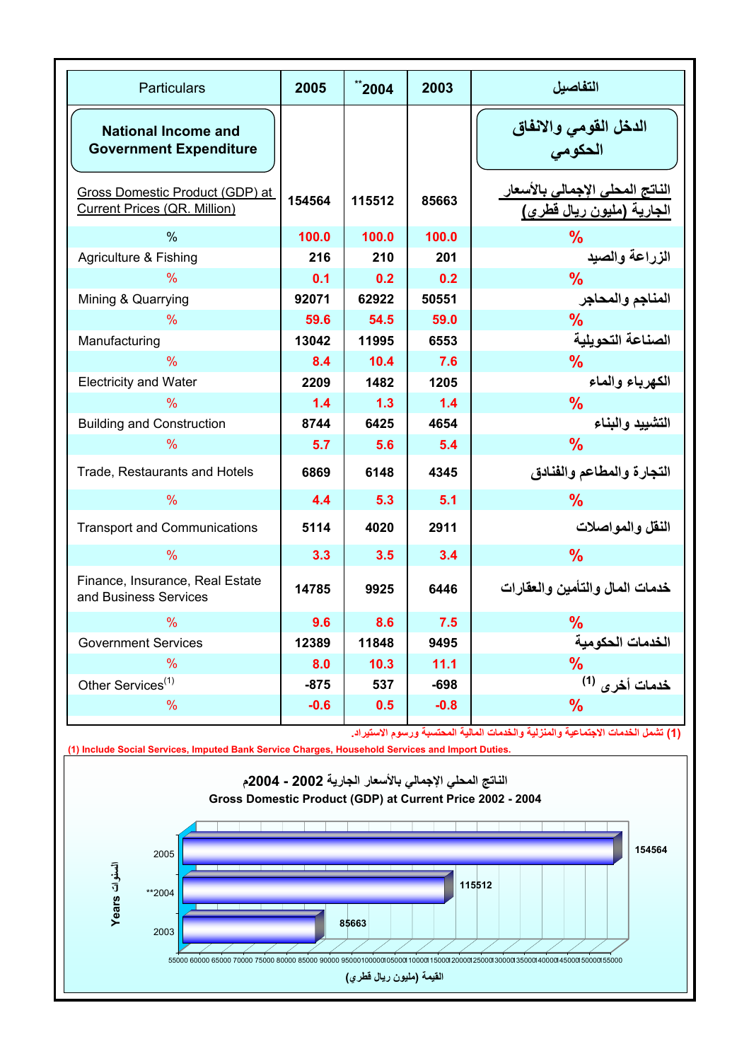| Particulars | 2005 | **2004 | 2003 | التفاصيل |
|---|---|---|---|---|
| **National Income and Government Expenditure** | | | | **الدخل القومي والانفاق الحكومي** |
| Gross Domestic Product (GDP) at Current Prices (QR. Million) | 154564 | 115512 | 85663 | الناتج المحلى الإجمالى بالأسعار الجارية (مليون ريال قطرى) |
| % | 100.0 | 100.0 | 100.0 | % |
| Agriculture & Fishing | 216 | 210 | 201 | الزراعة والصيد |
| % | 0.1 | 0.2 | 0.2 | % |
| Mining & Quarrying | 92071 | 62922 | 50551 | المناجم والمحاجر |
| % | 59.6 | 54.5 | 59.0 | % |
| Manufacturing | 13042 | 11995 | 6553 | الصناعة التحويلية |
| % | 8.4 | 10.4 | 7.6 | % |
| Electricity and Water | 2209 | 1482 | 1205 | الكهرباء والماء |
| % | 1.4 | 1.3 | 1.4 | % |
| Building and Construction | 8744 | 6425 | 4654 | التشييد والبناء |
| % | 5.7 | 5.6 | 5.4 | % |
| Trade, Restaurants and Hotels | 6869 | 6148 | 4345 | التجارة والمطاعم والفنادق |
| % | 4.4 | 5.3 | 5.1 | % |
| Transport and Communications | 5114 | 4020 | 2911 | النقل والمواصلات |
| % | 3.3 | 3.5 | 3.4 | % |
| Finance, Insurance, Real Estate and Business Services | 14785 | 9925 | 6446 | خدمات المال والتأمين والعقارات |
| % | 9.6 | 8.6 | 7.5 | % |
| Government Services | 12389 | 11848 | 9495 | الخدمات الحكومية |
| % | 8.0 | 10.3 | 11.1 | % |
| Other Services[1] | -875 | 537 | -698 | خدمات أخرى [1] |
| % | -0.6 | 0.5 | -0.8 | % |

(1) تشمل الخدمات الاجتماعية والمنزلية والخدمات المالية المحتسبة ورسوم الاستيراد.

(1) Include Social Services, Imputed Bank Service Charges, Household Services and Import Duties.

الناتج المحلي الإجمالي بالأسعار الجارية 2002 - 2004م

Gross Domestic Product (GDP) at Current Price 2002 - 2004

| Years السنوات | القيمة (مليون ريال قطري) |
|---|---|
| 2005 | 154564 |
| **2004 | 115512 |
| 2003 | 85663 |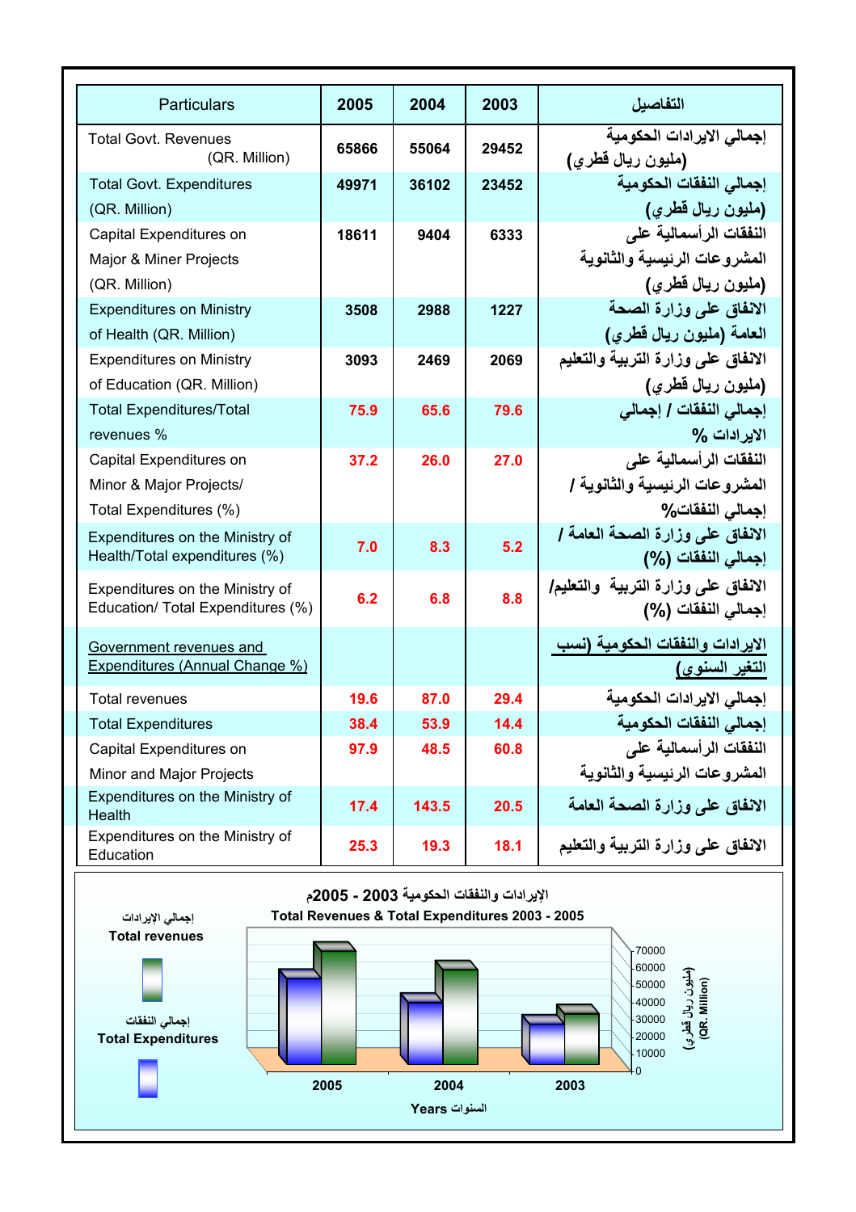| Particulars | 2005 | 2004 | 2003 | التفاصيل |
|---|---|---|---|---|
| Total Govt. Revenues (QR. Million) | 65866 | 55064 | 29452 | إجمالي الايرادات الحكومية (مليون ريال قطري) |
| Total Govt. Expenditures (QR. Million) | 49971 | 36102 | 23452 | إجمالي النفقات الحكومية (مليون ريال قطري) |
| Capital Expenditures on Major & Miner Projects (QR. Million) | 18611 | 9404 | 6333 | النفقات الرأسمالية على المشروعات الرئيسية والثانوية (مليون ريال قطري) |
| Expenditures on Ministry of Health (QR. Million) | 3508 | 2988 | 1227 | الانفاق على وزارة الصحة العامة (مليون ريال قطري) |
| Expenditures on Ministry of Education (QR. Million) | 3093 | 2469 | 2069 | الانفاق على وزارة التربية والتعليم (مليون ريال قطري) |
| Total Expenditures/Total revenues % | 75.9 | 65.6 | 79.6 | إجمالي النفقات / إجمالي الايرادات % |
| Capital Expenditures on Minor & Major Projects/ Total Expenditures (%) | 37.2 | 26.0 | 27.0 | النفقات الرأسمالية على المشروعات الرئيسية والثانوية / إجمالي النفقات% |
| Expenditures on the Ministry of Health/Total expenditures (%) | 7.0 | 8.3 | 5.2 | الانفاق على وزارة الصحة العامة / إجمالي النفقات (%) |
| Expenditures on the Ministry of Education/ Total Expenditures (%) | 6.2 | 6.8 | 8.8 | الانفاق على وزارة التربية والتعليم/ إجمالي النفقات (%) |
| Government revenues and Expenditures (Annual Change %) | | | | الايرادات والنفقات الحكومية (نسب التغير السنوي) |
| Total revenues | 19.6 | 87.0 | 29.4 | إجمالي الايرادات الحكومية |
| Total Expenditures | 38.4 | 53.9 | 14.4 | إجمالي النفقات الحكومية |
| Capital Expenditures on Minor and Major Projects | 97.9 | 48.5 | 60.8 | النفقات الرأسمالية على المشروعات الرئيسية والثانوية |
| Expenditures on the Ministry of Health | 17.4 | 143.5 | 20.5 | الانفاق على وزارة الصحة العامة |
| Expenditures on the Ministry of Education | 25.3 | 19.3 | 18.1 | الانفاق على وزارة التربية والتعليم |

الإيرادات والنفقات الحكومية 2003 - 2005م

Total Revenues & Total Expenditures 2003 - 2005

إجمالي الإيرادات Total revenues

إجمالي النفقات Total Expenditures

(مليون ريال قطري) (QR. Million)

Years السنوات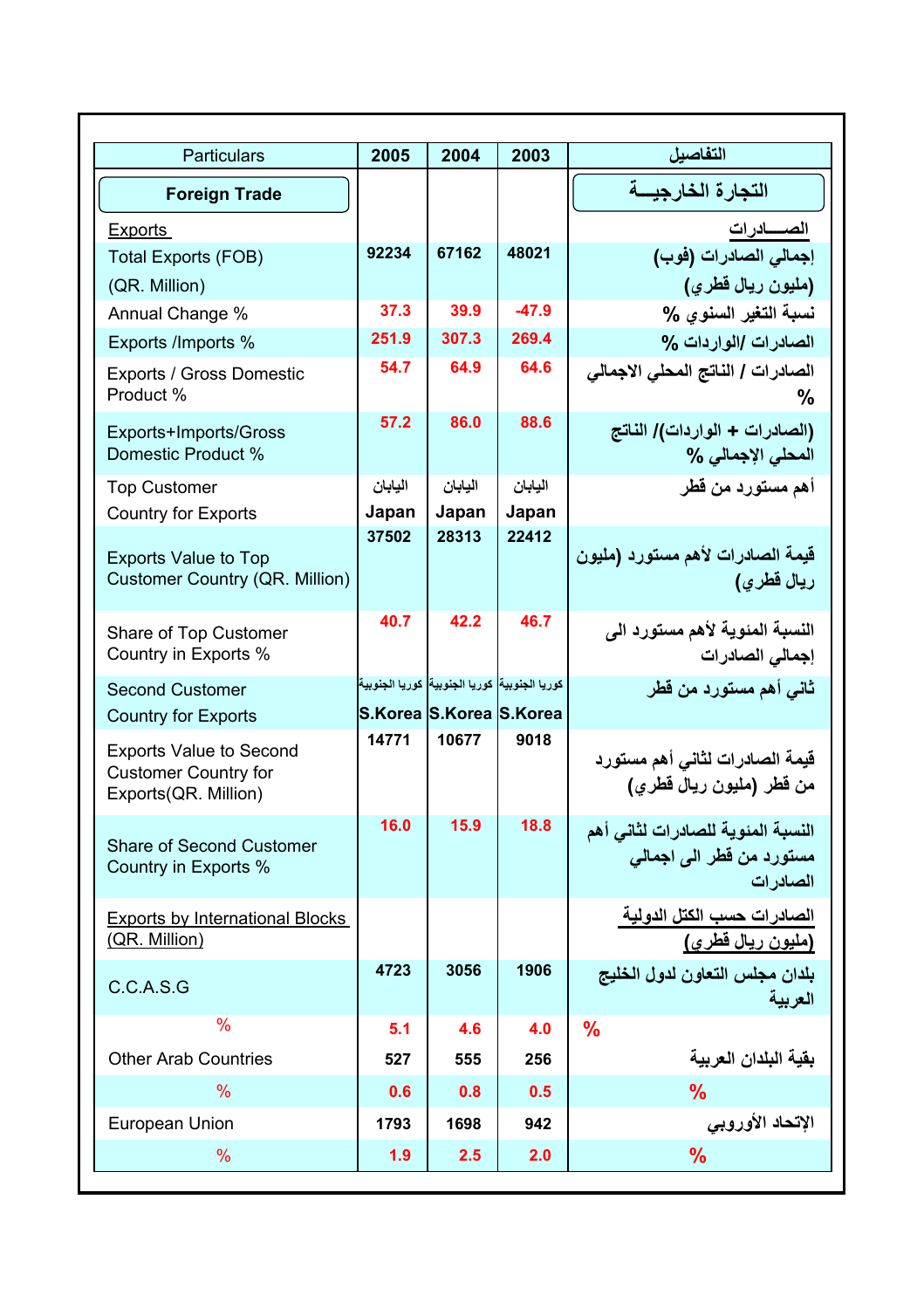| Particulars | 2005 | 2004 | 2003 | التفاصيل |
|---|---|---|---|---|
| **Foreign Trade** | | | | **التجارة الخارجيــة** |
| Exports | | | | الصـــادرات |
| Total Exports (FOB) (QR. Million) | 92234 | 67162 | 48021 | إجمالي الصادرات (فوب) (مليون ريال قطري) |
| Annual Change % | 37.3 | 39.9 | -47.9 | نسبة التغير السنوي % |
| Exports /Imports % | 251.9 | 307.3 | 269.4 | الصادرات /الواردات % |
| Exports / Gross Domestic Product % | 54.7 | 64.9 | 64.6 | الصادرات / الناتج المحلي الاجمالي % |
| Exports+Imports/Gross Domestic Product % | 57.2 | 86.0 | 88.6 | (الصادرات + الواردات)/ الناتج المحلي الإجمالي % |
| Top Customer Country for Exports | اليابان Japan | اليابان Japan | اليابان Japan | أهم مستورد من قطر |
| Exports Value to Top Customer Country (QR. Million) | 37502 | 28313 | 22412 | قيمة الصادرات لأهم مستورد (مليون ريال قطري) |
| Share of Top Customer Country in Exports % | 40.7 | 42.2 | 46.7 | النسبة المئوية لأهم مستورد الى إجمالي الصادرات |
| Second Customer Country for Exports | كوريا الجنوبية S.Korea | كوريا الجنوبية S.Korea | كوريا الجنوبية S.Korea | ثاني أهم مستورد من قطر |
| Exports Value to Second Customer Country for Exports(QR. Million) | 14771 | 10677 | 9018 | قيمة الصادرات لثاني أهم مستورد من قطر (مليون ريال قطري) |
| Share of Second Customer Country in Exports % | 16.0 | 15.9 | 18.8 | النسبة المئوية للصادرات لثاني أهم مستورد من قطر الى اجمالي الصادرات |
| Exports by International Blocks (QR. Million) | | | | الصادرات حسب الكتل الدولية (مليون ريال قطري) |
| C.C.A.S.G | 4723 | 3056 | 1906 | بلدان مجلس التعاون لدول الخليج العربية |
| % | 5.1 | 4.6 | 4.0 | % |
| Other Arab Countries | 527 | 555 | 256 | بقية البلدان العربية |
| % | 0.6 | 0.8 | 0.5 | % |
| European Union | 1793 | 1698 | 942 | الإتحاد الأوروبي |
| % | 1.9 | 2.5 | 2.0 | % |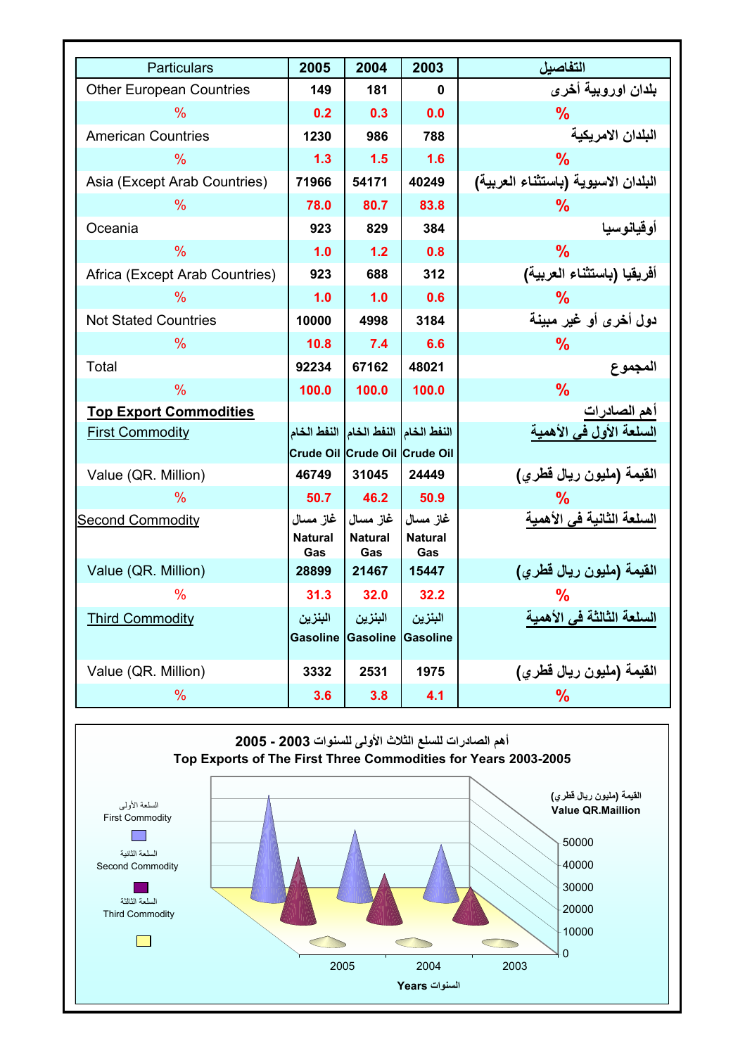| Particulars | 2005 | 2004 | 2003 | التفاصيل |
|---|---|---|---|---|
| Other European Countries | 149 | 181 | 0 | بلدان اوروبية أخرى |
| % | 0.2 | 0.3 | 0.0 | % |
| American Countries | 1230 | 986 | 788 | البلدان الامريكية |
| % | 1.3 | 1.5 | 1.6 | % |
| Asia (Except Arab Countries) | 71966 | 54171 | 40249 | البلدان الاسيوية (باستثناء العربية) |
| % | 78.0 | 80.7 | 83.8 | % |
| Oceania | 923 | 829 | 384 | أوقيانوسيا |
| % | 1.0 | 1.2 | 0.8 | % |
| Africa (Except Arab Countries) | 923 | 688 | 312 | أفريقيا (باستثناء العربية) |
| % | 1.0 | 1.0 | 0.6 | % |
| Not Stated Countries | 10000 | 4998 | 3184 | دول أخرى أو غير مبينة |
| % | 10.8 | 7.4 | 6.6 | % |
| Total | 92234 | 67162 | 48021 | المجموع |
| % | 100.0 | 100.0 | 100.0 | % |
| **Top Export Commodities** | | | | أهم الصادرات |
| First Commodity | النفط الخام Crude Oil | النفط الخام Crude Oil | النفط الخام Crude Oil | السلعة الأول في الأهمية |
| Value (QR. Million) | 46749 | 31045 | 24449 | القيمة (مليون ريال قطري) |
| % | 50.7 | 46.2 | 50.9 | % |
| Second Commodity | غاز مسال Natural Gas | غاز مسال Natural Gas | غاز مسال Natural Gas | السلعة الثانية في الأهمية |
| Value (QR. Million) | 28899 | 21467 | 15447 | القيمة (مليون ريال قطري) |
| % | 31.3 | 32.0 | 32.2 | % |
| Third Commodity | البنزين Gasoline | البنزين Gasoline | البنزين Gasoline | السلعة الثالثة في الأهمية |
| Value (QR. Million) | 3332 | 2531 | 1975 | القيمة (مليون ريال قطري) |
| % | 3.6 | 3.8 | 4.1 | % |

أهم الصادرات للسلع الثلاث الأولى للسنوات 2003 - 2005

Top Exports of The First Three Commodities for Years 2003-2005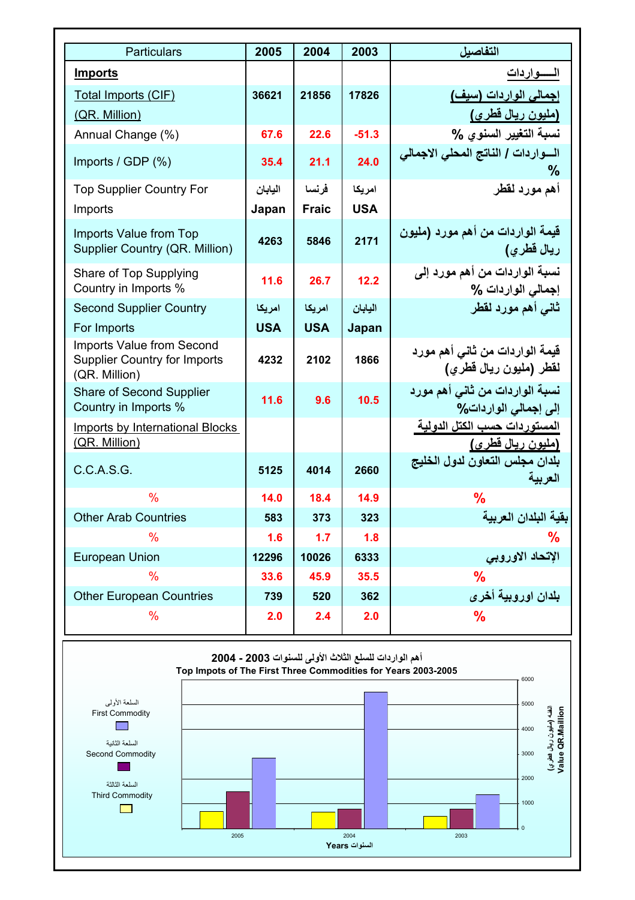| Particulars | 2005 | 2004 | 2003 | التفاصيل |
|---|---|---|---|---|
| **Imports** | | | | الـــواردات |
| Total Imports (CIF) (QR. Million) | 36621 | 21856 | 17826 | إجمالي الواردات (سيف) (مليون ريال قطري) |
| Annual Change (%) | 67.6 | 22.6 | -51.3 | نسبة التغيير السنوي % |
| Imports / GDP (%) | 35.4 | 21.1 | 24.0 | الـــواردات / الناتج المحلي الاجمالي % |
| Top Supplier Country For Imports | اليابان Japan | فرنسا Fraic | امريكا USA | أهم مورد لقطر |
| Imports Value from Top Supplier Country (QR. Million) | 4263 | 5846 | 2171 | قيمة الواردات من أهم مورد (مليون ريال قطري) |
| Share of Top Supplying Country in Imports % | 11.6 | 26.7 | 12.2 | نسبة الواردات من أهم مورد إلى إجمالي الواردات % |
| Second Supplier Country For Imports | امريكا USA | امريكا USA | اليابان Japan | ثاني أهم مورد لقطر |
| Imports Value from Second Supplier Country for Imports (QR. Million) | 4232 | 2102 | 1866 | قيمة الواردات من ثاني أهم مورد لقطر (مليون ريال قطري) |
| Share of Second Supplier Country in Imports % | 11.6 | 9.6 | 10.5 | نسبة الواردات من ثاني أهم مورد إلى إجمالي الواردات% |
| Imports by International Blocks (QR. Million) | | | | المستوردات حسب الكتل الدولية (مليون ريال قطري) |
| C.C.A.S.G. | 5125 | 4014 | 2660 | بلدان مجلس التعاون لدول الخليج العربية |
| % | 14.0 | 18.4 | 14.9 | % |
| Other Arab Countries | 583 | 373 | 323 | بقية البلدان العربية |
| % | 1.6 | 1.7 | 1.8 | % |
| European Union | 12296 | 10026 | 6333 | الإتحاد الاوروبي |
| % | 33.6 | 45.9 | 35.5 | % |
| Other European Countries | 739 | 520 | 362 | بلدان اوروبية أخرى |
| % | 2.0 | 2.4 | 2.0 | % |

أهم الواردات للسلع الثلاث الأولى للسنوات 2003 - 2004

Top Impots of The First Three Commodities for Years 2003-2005

| Years السنوات | First Commodity السلعة الأولى | Second Commodity السلعة الثانية | Third Commodity السلعة الثالثة |
|---|---|---|---|
| 2005 | ~2850 | ~1500 | ~700 |
| 2004 | ~5500 | ~800 | ~700 |
| 2003 | ~1350 | ~800 | ~500 |

Value QR.Maillion القيمة (مليون ريال قطري)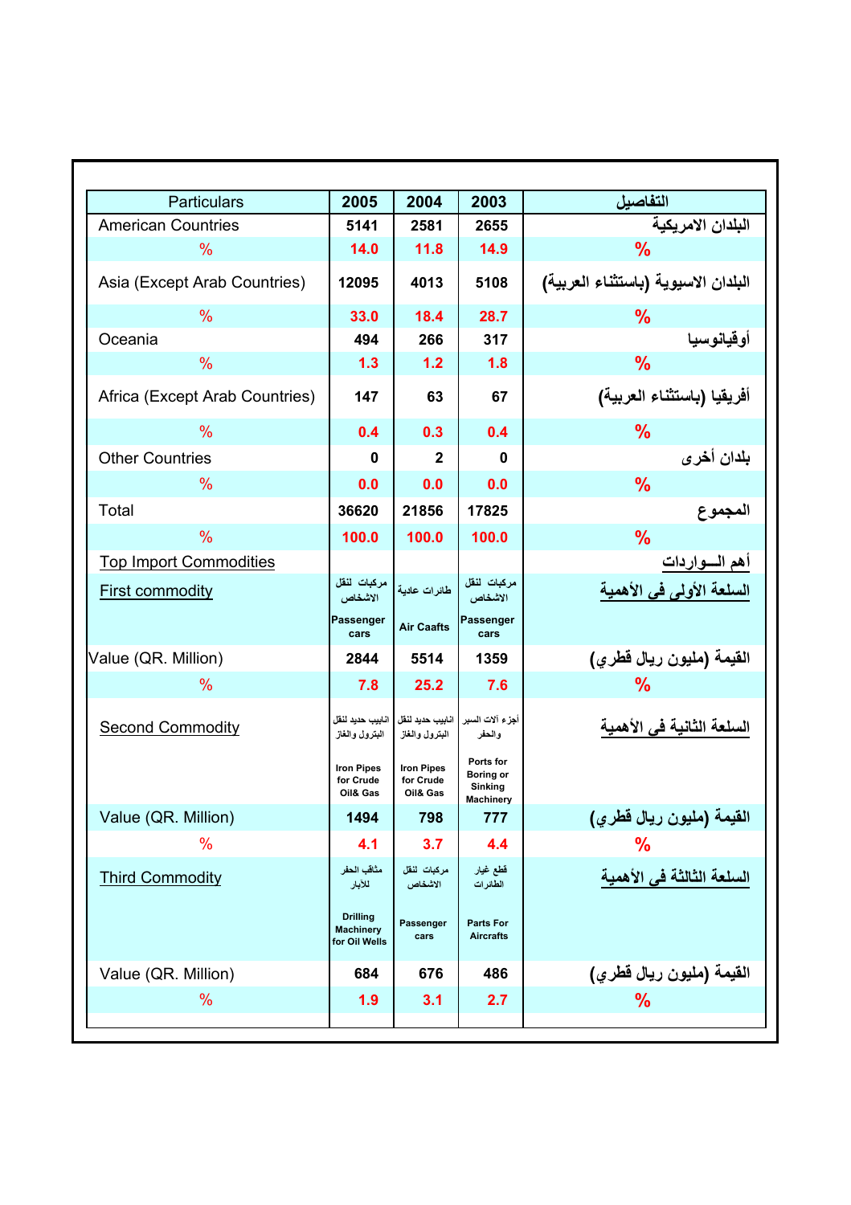| Particulars | 2005 | 2004 | 2003 | التفاصيل |
|---|---|---|---|---|
| American Countries | 5141 | 2581 | 2655 | البلدان الامريكية |
| % | 14.0 | 11.8 | 14.9 | % |
| Asia (Except Arab Countries) | 12095 | 4013 | 5108 | البلدان الاسيوية (باستثناء العربية) |
| % | 33.0 | 18.4 | 28.7 | % |
| Oceania | 494 | 266 | 317 | أوقيانوسيا |
| % | 1.3 | 1.2 | 1.8 | % |
| Africa (Except Arab Countries) | 147 | 63 | 67 | أفريقيا (باستثناء العربية) |
| % | 0.4 | 0.3 | 0.4 | % |
| Other Countries | 0 | 2 | 0 | بلدان أخرى |
| % | 0.0 | 0.0 | 0.0 | % |
| Total | 36620 | 21856 | 17825 | المجموع |
| % | 100.0 | 100.0 | 100.0 | % |
| Top Import Commodities | | | | أهم الـــواردات |
| First commodity | مركبات لنقل الاشخاص Passenger cars | طائرات عادية Air Caafts | مركبات لنقل الاشخاص Passenger cars | السلعة الأولى فى الأهمية |
| Value (QR. Million) | 2844 | 5514 | 1359 | القيمة (مليون ريال قطري) |
| % | 7.8 | 25.2 | 7.6 | % |
| Second Commodity | انابيب حديد لنقل البترول والغاز Iron Pipes for Crude Oil& Gas | انابيب حديد لنقل البترول والغاز Iron Pipes for Crude Oil& Gas | أجزاء آلات السبر والحفر Ports for Boring or Sinking Machinery | السلعة الثانية فى الأهمية |
| Value (QR. Million) | 1494 | 798 | 777 | القيمة (مليون ريال قطري) |
| % | 4.1 | 3.7 | 4.4 | % |
| Third Commodity | مثاقب الحفر للآبار Drilling Machinery for Oil Wells | مركبات لنقل الاشخاص Passenger cars | قطع غيار الطائرات Parts For Aircrafts | السلعة الثالثة فى الأهمية |
| Value (QR. Million) | 684 | 676 | 486 | القيمة (مليون ريال قطري) |
| % | 1.9 | 3.1 | 2.7 | % |